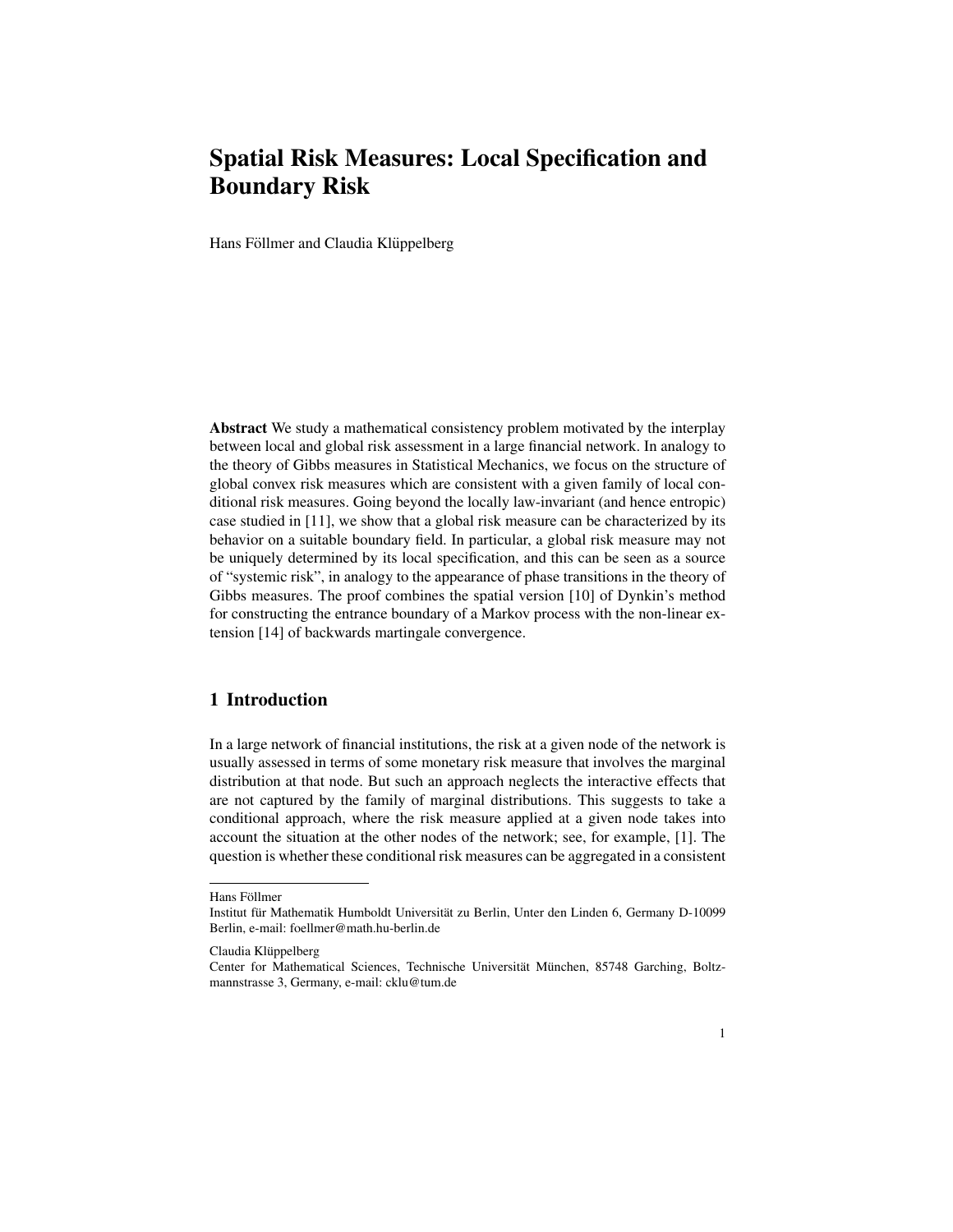# Spatial Risk Measures: Local Specification and Boundary Risk

Hans Föllmer and Claudia Klüppelberg

**Abstract** We study a mathematical consistency problem motivated by the interplay between local and global risk assessment in a large financial network. In analogy to the theory of Gibbs measures in Statistical Mechanics, we focus on the structure of global convex risk measures which are consistent with a given family of local conditional risk measures. Going beyond the locally law-invariant (and hence entropic) case studied in [11], we show that a global risk measure can be characterized by its behavior on a suitable boundary field. In particular, a global risk measure may not be uniquely determined by its local specification, and this can be seen as a source of "systemic risk", in analogy to the appearance of phase transitions in the theory of Gibbs measures. The proof combines the spatial version [10] of Dynkin's method for constructing the entrance boundary of a Markov process with the non-linear extension [14] of backwards martingale convergence.

## 1 Introduction

In a large network of financial institutions, the risk at a given node of the network is usually assessed in terms of some monetary risk measure that involves the marginal distribution at that node. But such an approach neglects the interactive effects that are not captured by the family of marginal distributions. This suggests to take a conditional approach, where the risk measure applied at a given node takes into account the situation at the other nodes of the network; see, for example, [1]. The question is whether these conditional risk measures can be aggregated in a consistent

---

Hans Föllmer
Institut für Mathematik Humboldt Universität zu Berlin, Unter den Linden 6, Germany D-10099 Berlin, e-mail: foellmer@math.hu-berlin.de

Claudia Klüppelberg
Center for Mathematical Sciences, Technische Universität München, 85748 Garching, Boltzmannstrasse 3, Germany, e-mail: cklu@tum.de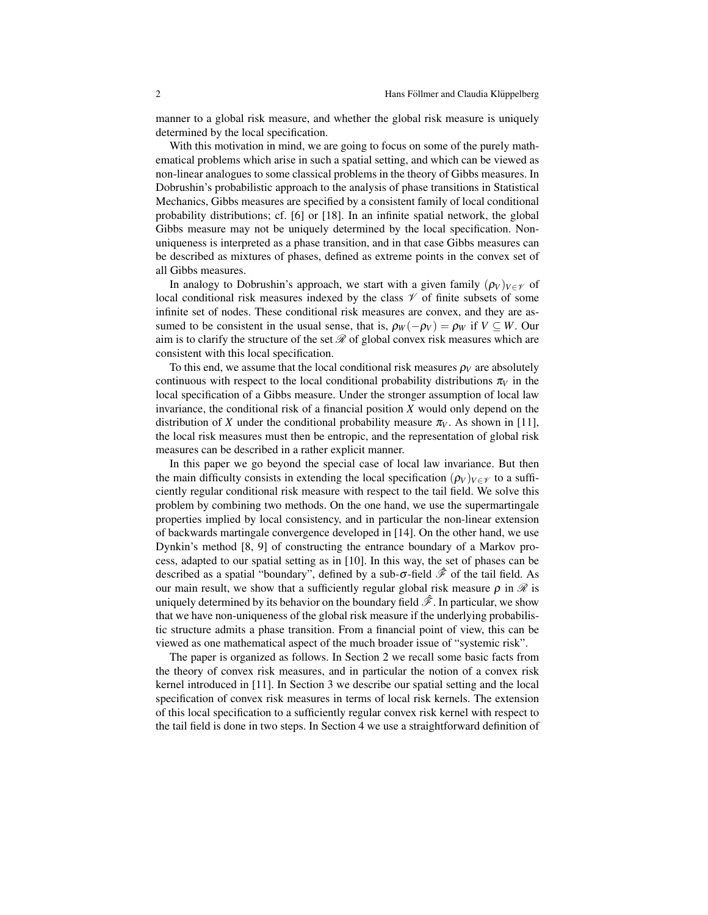manner to a global risk measure, and whether the global risk measure is uniquely determined by the local specification.

With this motivation in mind, we are going to focus on some of the purely mathematical problems which arise in such a spatial setting, and which can be viewed as non-linear analogues to some classical problems in the theory of Gibbs measures. In Dobrushin's probabilistic approach to the analysis of phase transitions in Statistical Mechanics, Gibbs measures are specified by a consistent family of local conditional probability distributions; cf. [6] or [18]. In an infinite spatial network, the global Gibbs measure may not be uniquely determined by the local specification. Non-uniqueness is interpreted as a phase transition, and in that case Gibbs measures can be described as mixtures of phases, defined as extreme points in the convex set of all Gibbs measures.

In analogy to Dobrushin's approach, we start with a given family $(\rho_V)_{V\in\mathscr{V}}$ of local conditional risk measures indexed by the class $\mathscr{V}$ of finite subsets of some infinite set of nodes. These conditional risk measures are convex, and they are assumed to be consistent in the usual sense, that is, $\rho_W(-\rho_V) = \rho_W$ if $V \subseteq W$. Our aim is to clarify the structure of the set $\mathscr{R}$ of global convex risk measures which are consistent with this local specification.

To this end, we assume that the local conditional risk measures $\rho_V$ are absolutely continuous with respect to the local conditional probability distributions $\pi_V$ in the local specification of a Gibbs measure. Under the stronger assumption of local law invariance, the conditional risk of a financial position $X$ would only depend on the distribution of $X$ under the conditional probability measure $\pi_V$. As shown in [11], the local risk measures must then be entropic, and the representation of global risk measures can be described in a rather explicit manner.

In this paper we go beyond the special case of local law invariance. But then the main difficulty consists in extending the local specification $(\rho_V)_{V\in\mathscr{V}}$ to a sufficiently regular conditional risk measure with respect to the tail field. We solve this problem by combining two methods. On the one hand, we use the supermartingale properties implied by local consistency, and in particular the non-linear extension of backwards martingale convergence developed in [14]. On the other hand, we use Dynkin's method [8, 9] of constructing the entrance boundary of a Markov process, adapted to our spatial setting as in [10]. In this way, the set of phases can be described as a spatial "boundary", defined by a sub-$\sigma$-field $\hat{\mathscr{F}}$ of the tail field. As our main result, we show that a sufficiently regular global risk measure $\rho$ in $\mathscr{R}$ is uniquely determined by its behavior on the boundary field $\hat{\mathscr{F}}$. In particular, we show that we have non-uniqueness of the global risk measure if the underlying probabilistic structure admits a phase transition. From a financial point of view, this can be viewed as one mathematical aspect of the much broader issue of "systemic risk".

The paper is organized as follows. In Section 2 we recall some basic facts from the theory of convex risk measures, and in particular the notion of a convex risk kernel introduced in [11]. In Section 3 we describe our spatial setting and the local specification of convex risk measures in terms of local risk kernels. The extension of this local specification to a sufficiently regular convex risk kernel with respect to the tail field is done in two steps. In Section 4 we use a straightforward definition of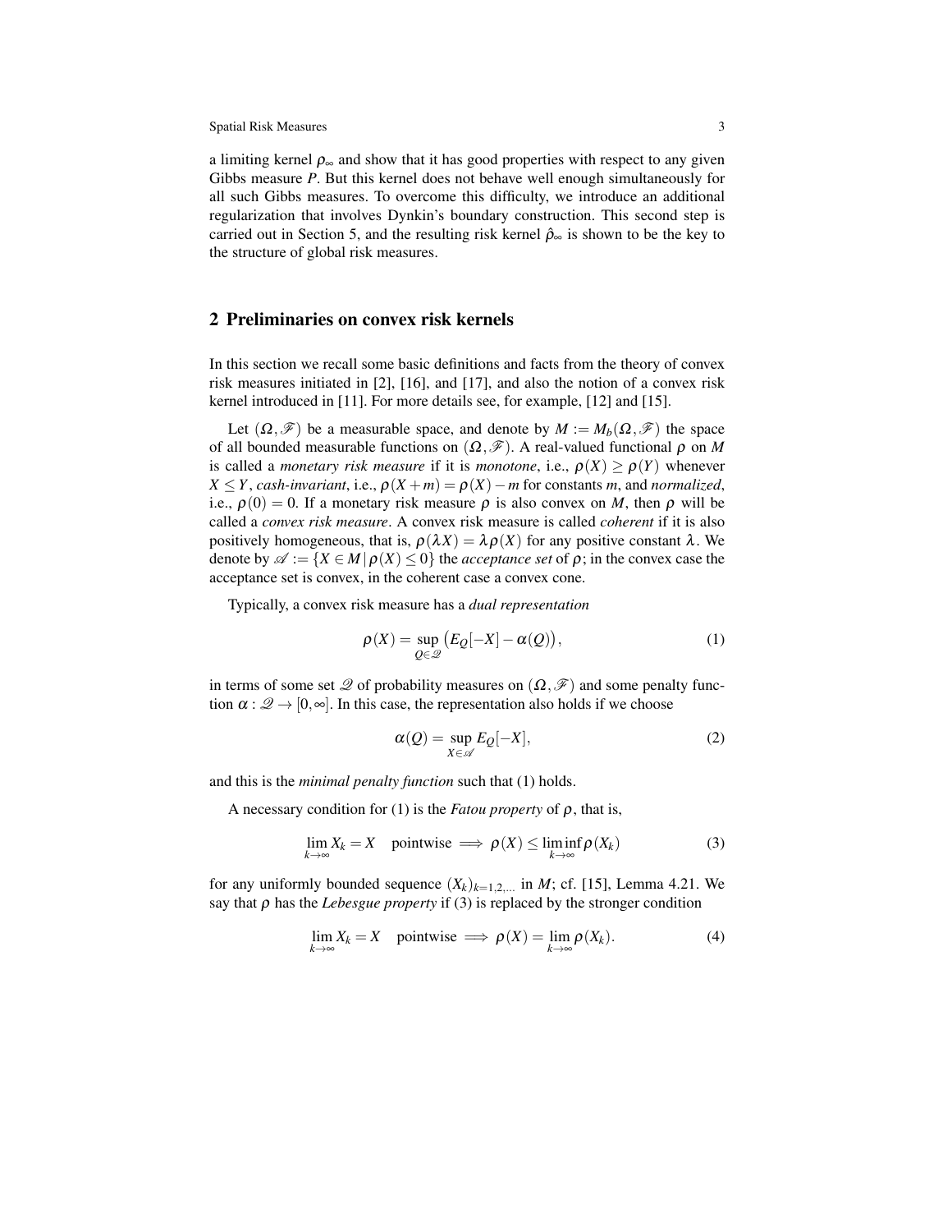a limiting kernel $\rho_\infty$ and show that it has good properties with respect to any given Gibbs measure $P$. But this kernel does not behave well enough simultaneously for all such Gibbs measures. To overcome this difficulty, we introduce an additional regularization that involves Dynkin's boundary construction. This second step is carried out in Section 5, and the resulting risk kernel $\hat{\rho}_\infty$ is shown to be the key to the structure of global risk measures.

## 2 Preliminaries on convex risk kernels

In this section we recall some basic definitions and facts from the theory of convex risk measures initiated in [2], [16], and [17], and also the notion of a convex risk kernel introduced in [11]. For more details see, for example, [12] and [15].

Let $(\Omega, \mathscr{F})$ be a measurable space, and denote by $M := M_b(\Omega, \mathscr{F})$ the space of all bounded measurable functions on $(\Omega, \mathscr{F})$. A real-valued functional $\rho$ on $M$ is called a *monetary risk measure* if it is *monotone*, i.e., $\rho(X) \geq \rho(Y)$ whenever $X \leq Y$, *cash-invariant*, i.e., $\rho(X+m) = \rho(X) - m$ for constants $m$, and *normalized*, i.e., $\rho(0) = 0$. If a monetary risk measure $\rho$ is also convex on $M$, then $\rho$ will be called a *convex risk measure*. A convex risk measure is called *coherent* if it is also positively homogeneous, that is, $\rho(\lambda X) = \lambda \rho(X)$ for any positive constant $\lambda$. We denote by $\mathscr{A} := \{X \in M \,|\, \rho(X) \leq 0\}$ the *acceptance set* of $\rho$; in the convex case the acceptance set is convex, in the coherent case a convex cone.

Typically, a convex risk measure has a *dual representation*

$$\rho(X) = \sup_{Q \in \mathscr{Q}} \big(E_Q[-X] - \alpha(Q)\big), \tag{1}$$

in terms of some set $\mathscr{Q}$ of probability measures on $(\Omega, \mathscr{F})$ and some penalty function $\alpha : \mathscr{Q} \to [0, \infty]$. In this case, the representation also holds if we choose

$$\alpha(Q) = \sup_{X \in \mathscr{A}} E_Q[-X], \tag{2}$$

and this is the *minimal penalty function* such that (1) holds.

A necessary condition for (1) is the *Fatou property* of $\rho$, that is,

$$\lim_{k \to \infty} X_k = X \quad \text{pointwise} \implies \rho(X) \leq \liminf_{k \to \infty} \rho(X_k) \tag{3}$$

for any uniformly bounded sequence $(X_k)_{k=1,2,\dots}$ in $M$; cf. [15], Lemma 4.21. We say that $\rho$ has the *Lebesgue property* if (3) is replaced by the stronger condition

$$\lim_{k \to \infty} X_k = X \quad \text{pointwise} \implies \rho(X) = \lim_{k \to \infty} \rho(X_k). \tag{4}$$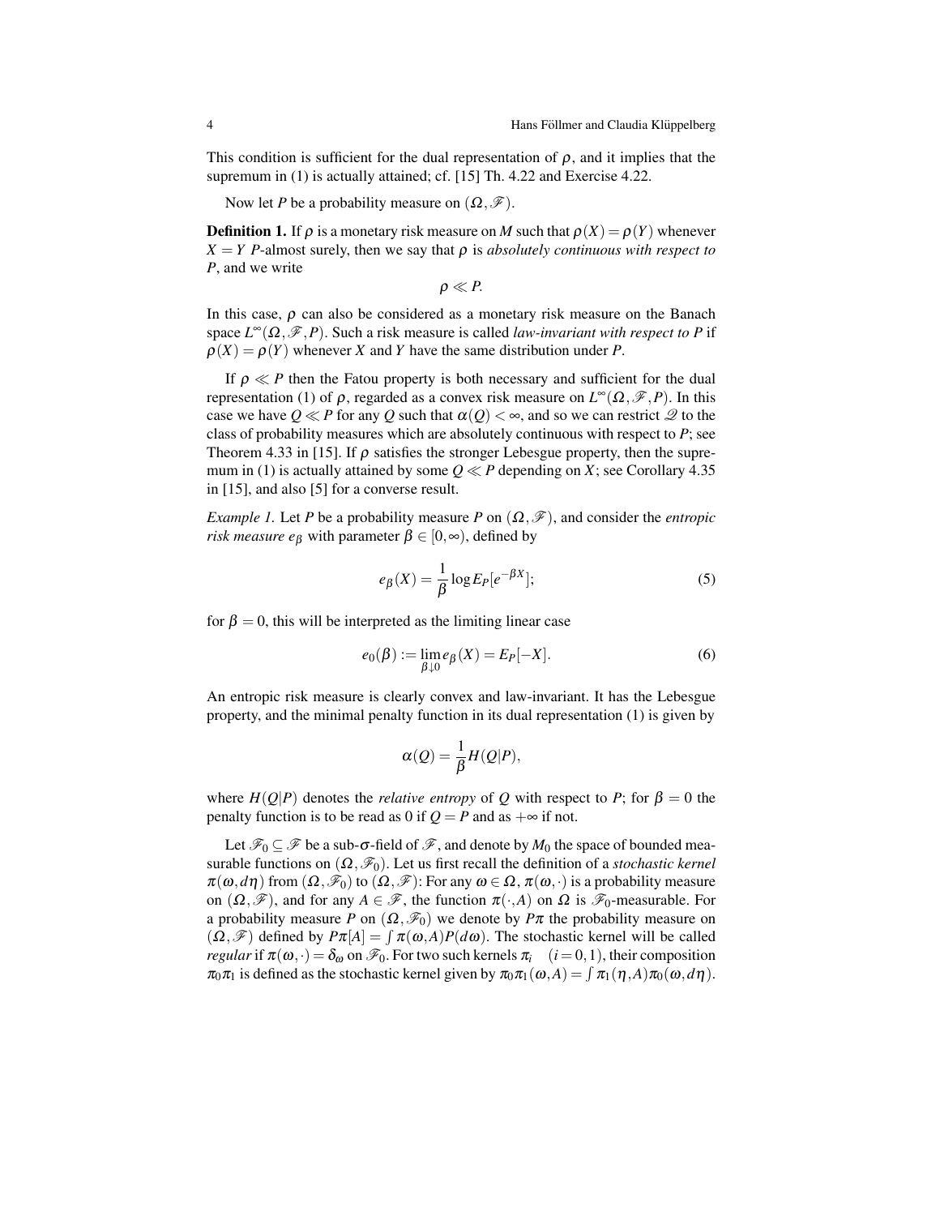This condition is sufficient for the dual representation of $\rho$, and it implies that the supremum in (1) is actually attained; cf. [15] Th. 4.22 and Exercise 4.22.

Now let $P$ be a probability measure on $(\Omega, \mathscr{F})$.

**Definition 1.** If $\rho$ is a monetary risk measure on $M$ such that $\rho(X) = \rho(Y)$ whenever $X = Y$ $P$-almost surely, then we say that $\rho$ is *absolutely continuous with respect to P*, and we write

$$\rho \ll P.$$

In this case, $\rho$ can also be considered as a monetary risk measure on the Banach space $L^\infty(\Omega, \mathscr{F}, P)$. Such a risk measure is called *law-invariant with respect to P* if $\rho(X) = \rho(Y)$ whenever $X$ and $Y$ have the same distribution under $P$.

If $\rho \ll P$ then the Fatou property is both necessary and sufficient for the dual representation (1) of $\rho$, regarded as a convex risk measure on $L^\infty(\Omega, \mathscr{F}, P)$. In this case we have $Q \ll P$ for any $Q$ such that $\alpha(Q) < \infty$, and so we can restrict $\mathscr{Q}$ to the class of probability measures which are absolutely continuous with respect to $P$; see Theorem 4.33 in [15]. If $\rho$ satisfies the stronger Lebesgue property, then the supremum in (1) is actually attained by some $Q \ll P$ depending on $X$; see Corollary 4.35 in [15], and also [5] for a converse result.

*Example 1.* Let $P$ be a probability measure $P$ on $(\Omega, \mathscr{F})$, and consider the *entropic risk measure* $e_\beta$ with parameter $\beta \in [0, \infty)$, defined by

$$e_\beta(X) = \frac{1}{\beta} \log E_P[e^{-\beta X}]; \tag{5}$$

for $\beta = 0$, this will be interpreted as the limiting linear case

$$e_0(\beta) := \lim_{\beta \downarrow 0} e_\beta(X) = E_P[-X]. \tag{6}$$

An entropic risk measure is clearly convex and law-invariant. It has the Lebesgue property, and the minimal penalty function in its dual representation (1) is given by

$$\alpha(Q) = \frac{1}{\beta} H(Q|P),$$

where $H(Q|P)$ denotes the *relative entropy* of $Q$ with respect to $P$; for $\beta = 0$ the penalty function is to be read as 0 if $Q = P$ and as $+\infty$ if not.

Let $\mathscr{F}_0 \subseteq \mathscr{F}$ be a sub-$\sigma$-field of $\mathscr{F}$, and denote by $M_0$ the space of bounded measurable functions on $(\Omega, \mathscr{F}_0)$. Let us first recall the definition of a *stochastic kernel* $\pi(\omega, d\eta)$ from $(\Omega, \mathscr{F}_0)$ to $(\Omega, \mathscr{F})$: For any $\omega \in \Omega$, $\pi(\omega, \cdot)$ is a probability measure on $(\Omega, \mathscr{F})$, and for any $A \in \mathscr{F}$, the function $\pi(\cdot, A)$ on $\Omega$ is $\mathscr{F}_0$-measurable. For a probability measure $P$ on $(\Omega, \mathscr{F}_0)$ we denote by $P\pi$ the probability measure on $(\Omega, \mathscr{F})$ defined by $P\pi[A] = \int \pi(\omega, A) P(d\omega)$. The stochastic kernel will be called *regular* if $\pi(\omega, \cdot) = \delta_\omega$ on $\mathscr{F}_0$. For two such kernels $\pi_i \quad (i = 0, 1)$, their composition $\pi_0\pi_1$ is defined as the stochastic kernel given by $\pi_0\pi_1(\omega, A) = \int \pi_1(\eta, A) \pi_0(\omega, d\eta)$.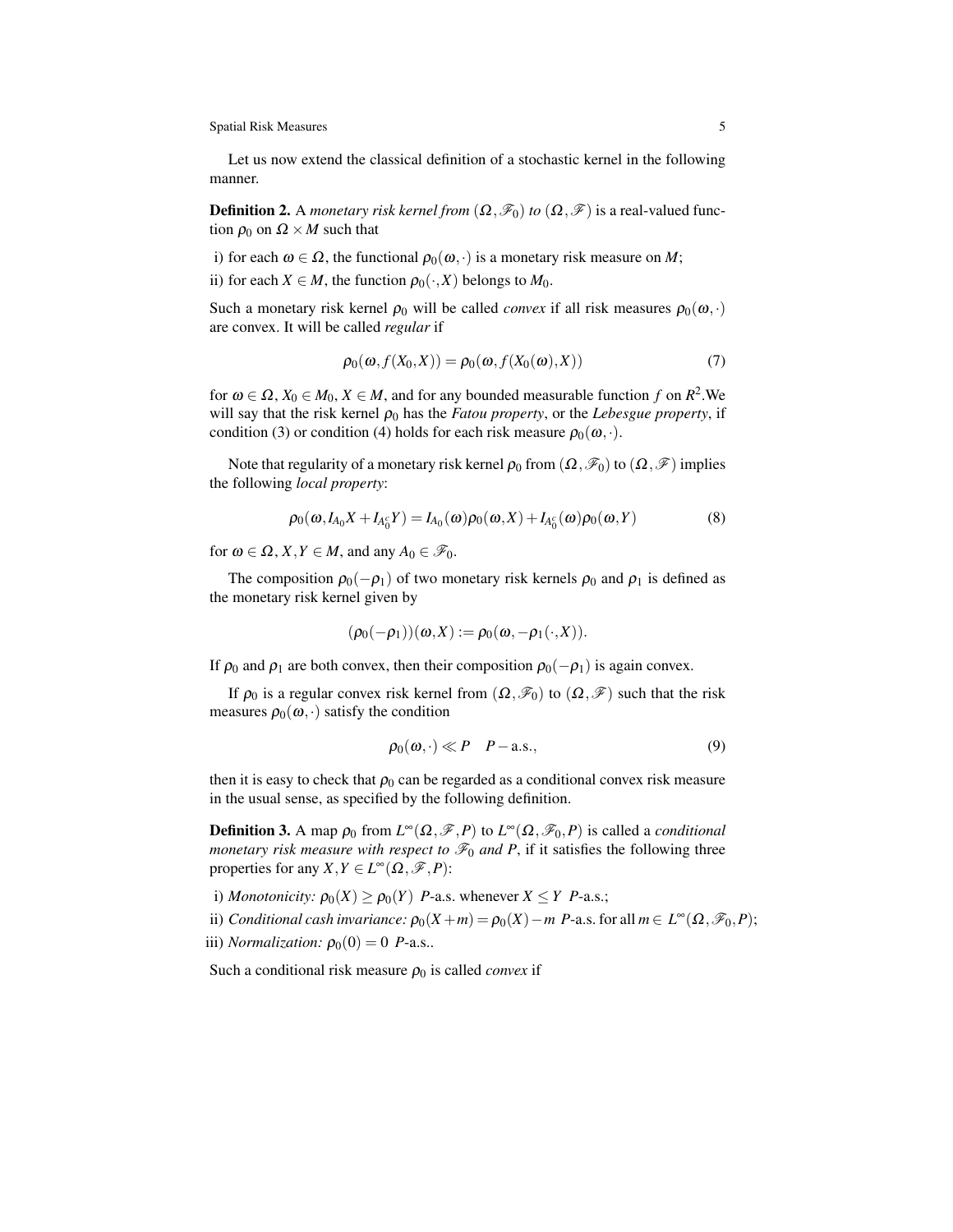Let us now extend the classical definition of a stochastic kernel in the following manner.

**Definition 2.** A *monetary risk kernel from* $(\Omega, \mathscr{F}_0)$ *to* $(\Omega, \mathscr{F})$ is a real-valued function $\rho_0$ on $\Omega \times M$ such that

i) for each $\omega \in \Omega$, the functional $\rho_0(\omega, \cdot)$ is a monetary risk measure on $M$;
ii) for each $X \in M$, the function $\rho_0(\cdot, X)$ belongs to $M_0$.

Such a monetary risk kernel $\rho_0$ will be called *convex* if all risk measures $\rho_0(\omega, \cdot)$ are convex. It will be called *regular* if

$$\rho_0(\omega, f(X_0, X)) = \rho_0(\omega, f(X_0(\omega), X)) \tag{7}$$

for $\omega \in \Omega$, $X_0 \in M_0$, $X \in M$, and for any bounded measurable function $f$ on $R^2$.We will say that the risk kernel $\rho_0$ has the *Fatou property*, or the *Lebesgue property*, if condition (3) or condition (4) holds for each risk measure $\rho_0(\omega, \cdot)$.

Note that regularity of a monetary risk kernel $\rho_0$ from $(\Omega, \mathscr{F}_0)$ to $(\Omega, \mathscr{F})$ implies the following *local property*:

$$\rho_0(\omega, I_{A_0} X + I_{A_0^c} Y) = I_{A_0}(\omega)\rho_0(\omega, X) + I_{A_0^c}(\omega)\rho_0(\omega, Y) \tag{8}$$

for $\omega \in \Omega$, $X, Y \in M$, and any $A_0 \in \mathscr{F}_0$.

The composition $\rho_0(-\rho_1)$ of two monetary risk kernels $\rho_0$ and $\rho_1$ is defined as the monetary risk kernel given by

$$(\rho_0(-\rho_1))(\omega, X) := \rho_0(\omega, -\rho_1(\cdot, X)).$$

If $\rho_0$ and $\rho_1$ are both convex, then their composition $\rho_0(-\rho_1)$ is again convex.

If $\rho_0$ is a regular convex risk kernel from $(\Omega, \mathscr{F}_0)$ to $(\Omega, \mathscr{F})$ such that the risk measures $\rho_0(\omega, \cdot)$ satisfy the condition

$$\rho_0(\omega, \cdot) \ll P \quad P-\text{a.s.}, \tag{9}$$

then it is easy to check that $\rho_0$ can be regarded as a conditional convex risk measure in the usual sense, as specified by the following definition.

**Definition 3.** A map $\rho_0$ from $L^\infty(\Omega, \mathscr{F}, P)$ to $L^\infty(\Omega, \mathscr{F}_0, P)$ is called a *conditional monetary risk measure with respect to* $\mathscr{F}_0$ *and* $P$, if it satisfies the following three properties for any $X, Y \in L^\infty(\Omega, \mathscr{F}, P)$:

i) *Monotonicity:* $\rho_0(X) \geq \rho_0(Y)$ $P$-a.s. whenever $X \leq Y$ $P$-a.s.;
ii) *Conditional cash invariance:* $\rho_0(X + m) = \rho_0(X) - m$ $P$-a.s. for all $m \in L^\infty(\Omega, \mathscr{F}_0, P)$;
iii) *Normalization:* $\rho_0(0) = 0$ $P$-a.s..

Such a conditional risk measure $\rho_0$ is called *convex* if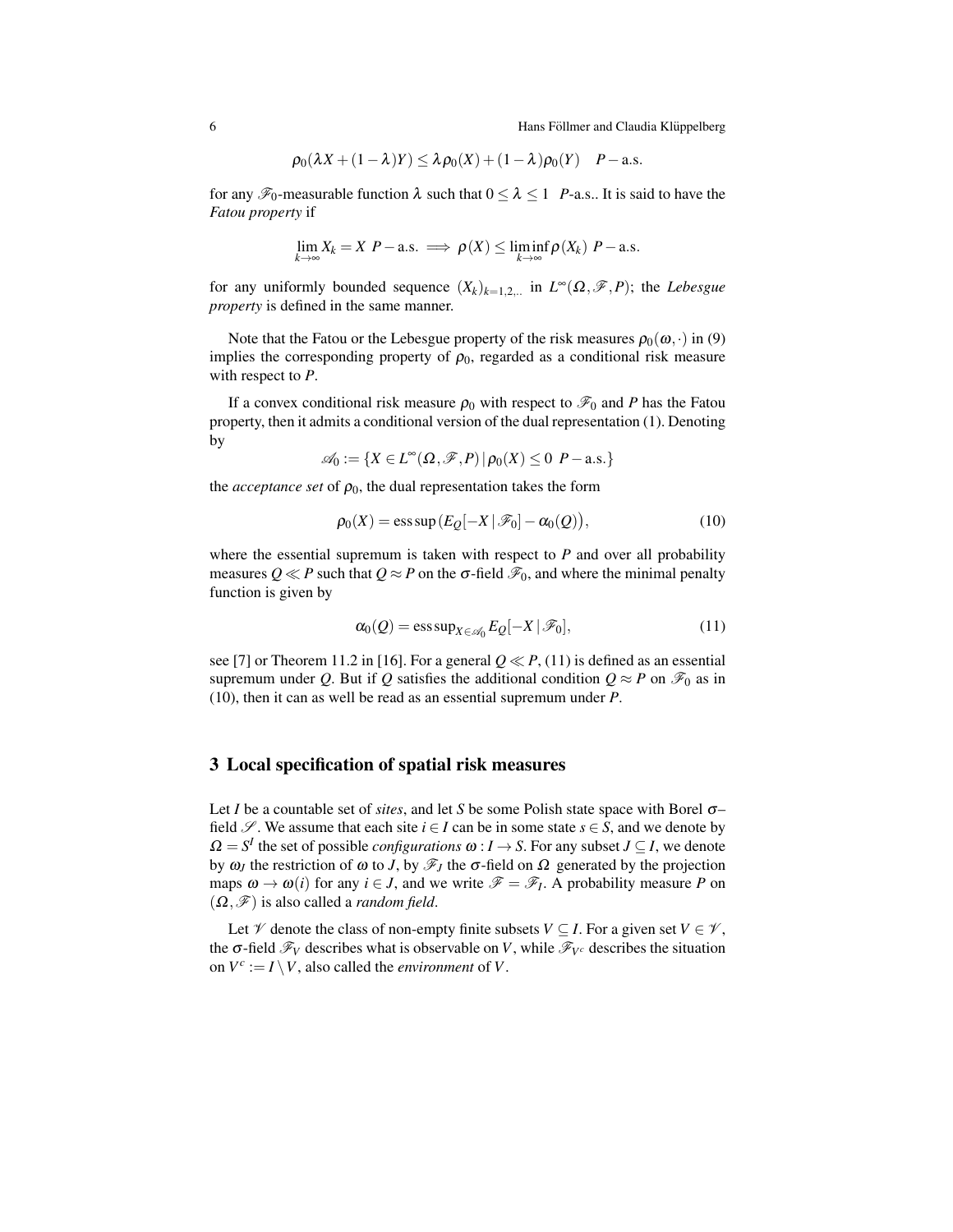$$\rho_0(\lambda X + (1-\lambda)Y) \leq \lambda \rho_0(X) + (1-\lambda)\rho_0(Y) \quad P-\text{a.s.}$$

for any $\mathscr{F}_0$-measurable function $\lambda$ such that $0 \leq \lambda \leq 1$ $P$-a.s.. It is said to have the *Fatou property* if

$$\lim_{k\to\infty} X_k = X \ P-\text{a.s.} \implies \rho(X) \leq \liminf_{k\to\infty} \rho(X_k) \ P-\text{a.s.}$$

for any uniformly bounded sequence $(X_k)_{k=1,2,..}$ in $L^\infty(\Omega, \mathscr{F}, P)$; the *Lebesgue property* is defined in the same manner.

Note that the Fatou or the Lebesgue property of the risk measures $\rho_0(\omega,\cdot)$ in (9) implies the corresponding property of $\rho_0$, regarded as a conditional risk measure with respect to $P$.

If a convex conditional risk measure $\rho_0$ with respect to $\mathscr{F}_0$ and $P$ has the Fatou property, then it admits a conditional version of the dual representation (1). Denoting by

$$\mathscr{A}_0 := \{X \in L^\infty(\Omega, \mathscr{F}, P) \,|\, \rho_0(X) \leq 0 \ P-\text{a.s.}\}$$

the *acceptance set* of $\rho_0$, the dual representation takes the form

$$\rho_0(X) = \operatorname{ess\,sup}\big(E_Q[-X \,|\, \mathscr{F}_0] - \alpha_0(Q)\big), \tag{10}$$

where the essential supremum is taken with respect to $P$ and over all probability measures $Q \ll P$ such that $Q \approx P$ on the $\sigma$-field $\mathscr{F}_0$, and where the minimal penalty function is given by

$$\alpha_0(Q) = \operatorname{ess\,sup}_{X \in \mathscr{A}_0} E_Q[-X \,|\, \mathscr{F}_0], \tag{11}$$

see [7] or Theorem 11.2 in [16]. For a general $Q \ll P$, (11) is defined as an essential supremum under $Q$. But if $Q$ satisfies the additional condition $Q \approx P$ on $\mathscr{F}_0$ as in (10), then it can as well be read as an essential supremum under $P$.

## 3 Local specification of spatial risk measures

Let $I$ be a countable set of *sites*, and let $S$ be some Polish state space with Borel $\sigma$–field $\mathscr{S}$. We assume that each site $i \in I$ can be in some state $s \in S$, and we denote by $\Omega = S^I$ the set of possible *configurations* $\omega : I \to S$. For any subset $J \subseteq I$, we denote by $\omega_J$ the restriction of $\omega$ to $J$, by $\mathscr{F}_J$ the $\sigma$-field on $\Omega$ generated by the projection maps $\omega \to \omega(i)$ for any $i \in J$, and we write $\mathscr{F} = \mathscr{F}_I$. A probability measure $P$ on $(\Omega, \mathscr{F})$ is also called a *random field*.

Let $\mathscr{V}$ denote the class of non-empty finite subsets $V \subseteq I$. For a given set $V \in \mathscr{V}$, the $\sigma$-field $\mathscr{F}_V$ describes what is observable on $V$, while $\mathscr{F}_{V^c}$ describes the situation on $V^c := I \setminus V$, also called the *environment* of $V$.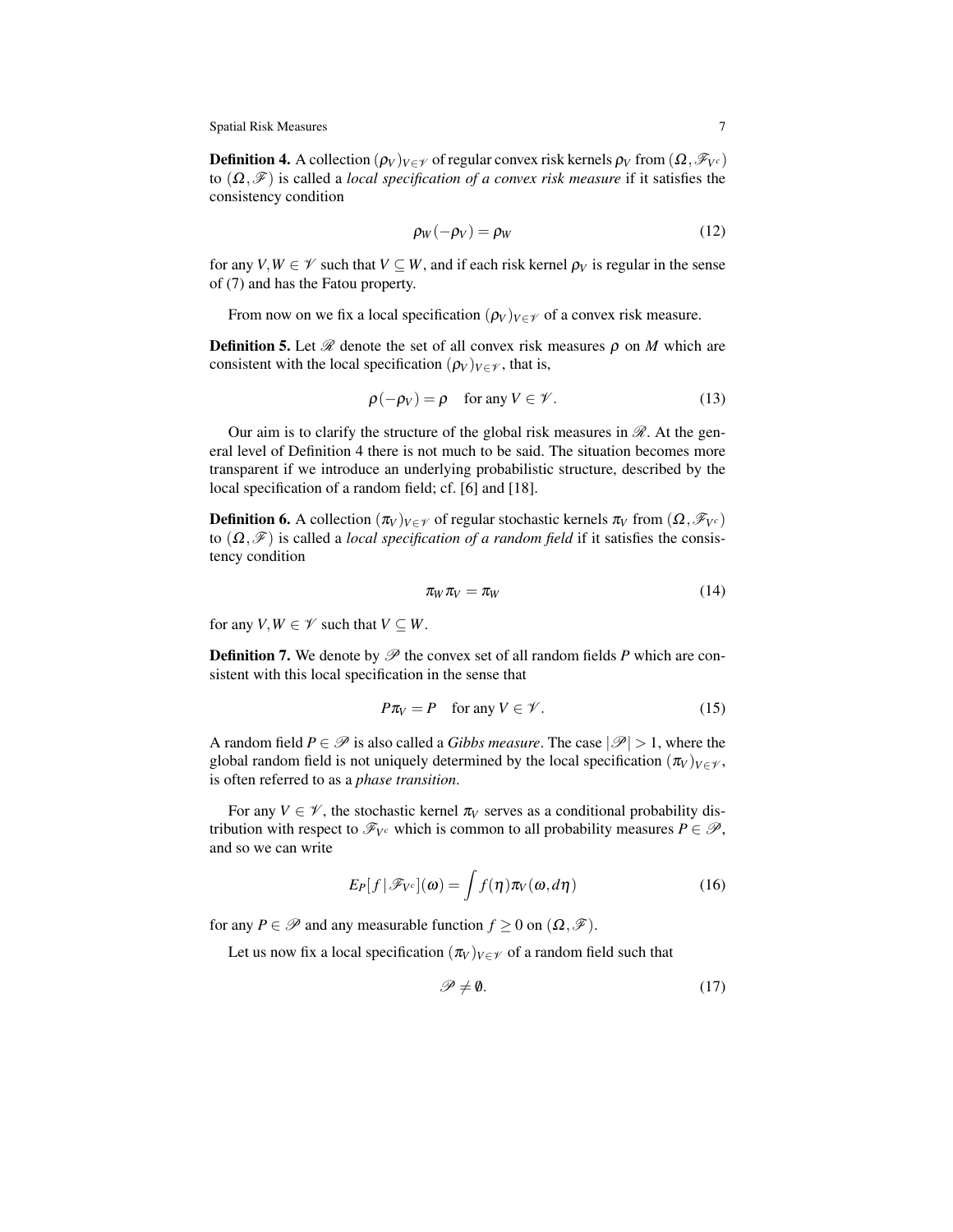**Definition 4.** A collection $(\rho_V)_{V\in\mathscr{V}}$ of regular convex risk kernels $\rho_V$ from $(\Omega,\mathscr{F}_{V^c})$ to $(\Omega,\mathscr{F})$ is called a *local specification of a convex risk measure* if it satisfies the consistency condition

$$\rho_W(-\rho_V) = \rho_W \tag{12}$$

for any $V,W \in \mathscr{V}$ such that $V \subseteq W$, and if each risk kernel $\rho_V$ is regular in the sense of (7) and has the Fatou property.

From now on we fix a local specification $(\rho_V)_{V\in\mathscr{V}}$ of a convex risk measure.

**Definition 5.** Let $\mathscr{R}$ denote the set of all convex risk measures $\rho$ on $M$ which are consistent with the local specification $(\rho_V)_{V\in\mathscr{V}}$, that is,

$$\rho(-\rho_V) = \rho \quad \text{for any } V \in \mathscr{V}. \tag{13}$$

Our aim is to clarify the structure of the global risk measures in $\mathscr{R}$. At the general level of Definition 4 there is not much to be said. The situation becomes more transparent if we introduce an underlying probabilistic structure, described by the local specification of a random field; cf. [6] and [18].

**Definition 6.** A collection $(\pi_V)_{V\in\mathscr{V}}$ of regular stochastic kernels $\pi_V$ from $(\Omega,\mathscr{F}_{V^c})$ to $(\Omega,\mathscr{F})$ is called a *local specification of a random field* if it satisfies the consistency condition

$$\pi_W\pi_V = \pi_W \tag{14}$$

for any $V,W \in \mathscr{V}$ such that $V \subseteq W$.

**Definition 7.** We denote by $\mathscr{P}$ the convex set of all random fields $P$ which are consistent with this local specification in the sense that

$$P\pi_V = P \quad \text{for any } V \in \mathscr{V}. \tag{15}$$

A random field $P \in \mathscr{P}$ is also called a *Gibbs measure*. The case $|\mathscr{P}| > 1$, where the global random field is not uniquely determined by the local specification $(\pi_V)_{V\in\mathscr{V}}$, is often referred to as a *phase transition*.

For any $V \in \mathscr{V}$, the stochastic kernel $\pi_V$ serves as a conditional probability distribution with respect to $\mathscr{F}_{V^c}$ which is common to all probability measures $P \in \mathscr{P}$, and so we can write

$$E_P[f\,|\,\mathscr{F}_{V^c}](\omega) = \int f(\eta)\pi_V(\omega,d\eta) \tag{16}$$

for any $P \in \mathscr{P}$ and any measurable function $f \geq 0$ on $(\Omega,\mathscr{F})$.

Let us now fix a local specification $(\pi_V)_{V\in\mathscr{V}}$ of a random field such that

$$\mathscr{P} \neq \emptyset. \tag{17}$$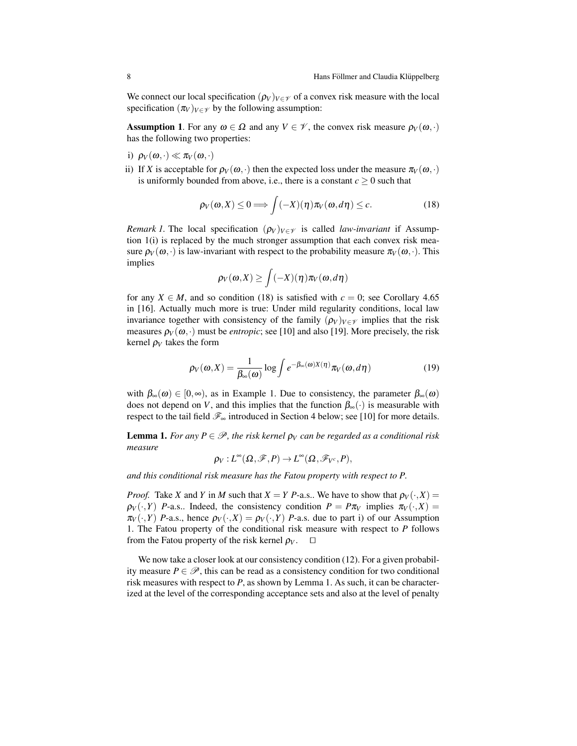We connect our local specification $(\rho_V)_{V\in\mathscr{V}}$ of a convex risk measure with the local specification $(\pi_V)_{V\in\mathscr{V}}$ by the following assumption:

**Assumption 1**. For any $\omega \in \Omega$ and any $V \in \mathscr{V}$, the convex risk measure $\rho_V(\omega,\cdot)$ has the following two properties:

i) $\rho_V(\omega,\cdot) \ll \pi_V(\omega,\cdot)$

ii) If $X$ is acceptable for $\rho_V(\omega,\cdot)$ then the expected loss under the measure $\pi_V(\omega,\cdot)$ is uniformly bounded from above, i.e., there is a constant $c \geq 0$ such that

$$\rho_V(\omega,X) \leq 0 \Longrightarrow \int (-X)(\eta)\pi_V(\omega,d\eta) \leq c. \tag{18}$$

*Remark 1.* The local specification $(\rho_V)_{V\in\mathscr{V}}$ is called *law-invariant* if Assumption 1(i) is replaced by the much stronger assumption that each convex risk measure $\rho_V(\omega,\cdot)$ is law-invariant with respect to the probability measure $\pi_V(\omega,\cdot)$. This implies

$$\rho_V(\omega,X) \geq \int (-X)(\eta)\pi_V(\omega,d\eta)$$

for any $X \in M$, and so condition (18) is satisfied with $c = 0$; see Corollary 4.65 in [16]. Actually much more is true: Under mild regularity conditions, local law invariance together with consistency of the family $(\rho_V)_{V\in\mathscr{V}}$ implies that the risk measures $\rho_V(\omega,\cdot)$ must be *entropic*; see [10] and also [19]. More precisely, the risk kernel $\rho_V$ takes the form

$$\rho_V(\omega,X) = \frac{1}{\beta_\infty(\omega)} \log \int e^{-\beta_\infty(\omega)X(\eta)}\pi_V(\omega,d\eta) \tag{19}$$

with $\beta_\infty(\omega) \in [0,\infty)$, as in Example 1. Due to consistency, the parameter $\beta_\infty(\omega)$ does not depend on $V$, and this implies that the function $\beta_\infty(\cdot)$ is measurable with respect to the tail field $\mathscr{F}_\infty$ introduced in Section 4 below; see [10] for more details.

**Lemma 1.** *For any $P \in \mathscr{P}$, the risk kernel $\rho_V$ can be regarded as a conditional risk measure*

$$\rho_V : L^\infty(\Omega,\mathscr{F},P) \to L^\infty(\Omega,\mathscr{F}_{V^c},P),$$

*and this conditional risk measure has the Fatou property with respect to $P$.*

*Proof.* Take $X$ and $Y$ in $M$ such that $X = Y$ $P$-a.s.. We have to show that $\rho_V(\cdot,X) = \rho_V(\cdot,Y)$ $P$-a.s.. Indeed, the consistency condition $P = P\pi_V$ implies $\pi_V(\cdot,X) = \pi_V(\cdot,Y)$ $P$-a.s., hence $\rho_V(\cdot,X) = \rho_V(\cdot,Y)$ $P$-a.s. due to part i) of our Assumption 1. The Fatou property of the conditional risk measure with respect to $P$ follows from the Fatou property of the risk kernel $\rho_V$. □

We now take a closer look at our consistency condition (12). For a given probability measure $P \in \mathscr{P}$, this can be read as a consistency condition for two conditional risk measures with respect to $P$, as shown by Lemma 1. As such, it can be characterized at the level of the corresponding acceptance sets and also at the level of penalty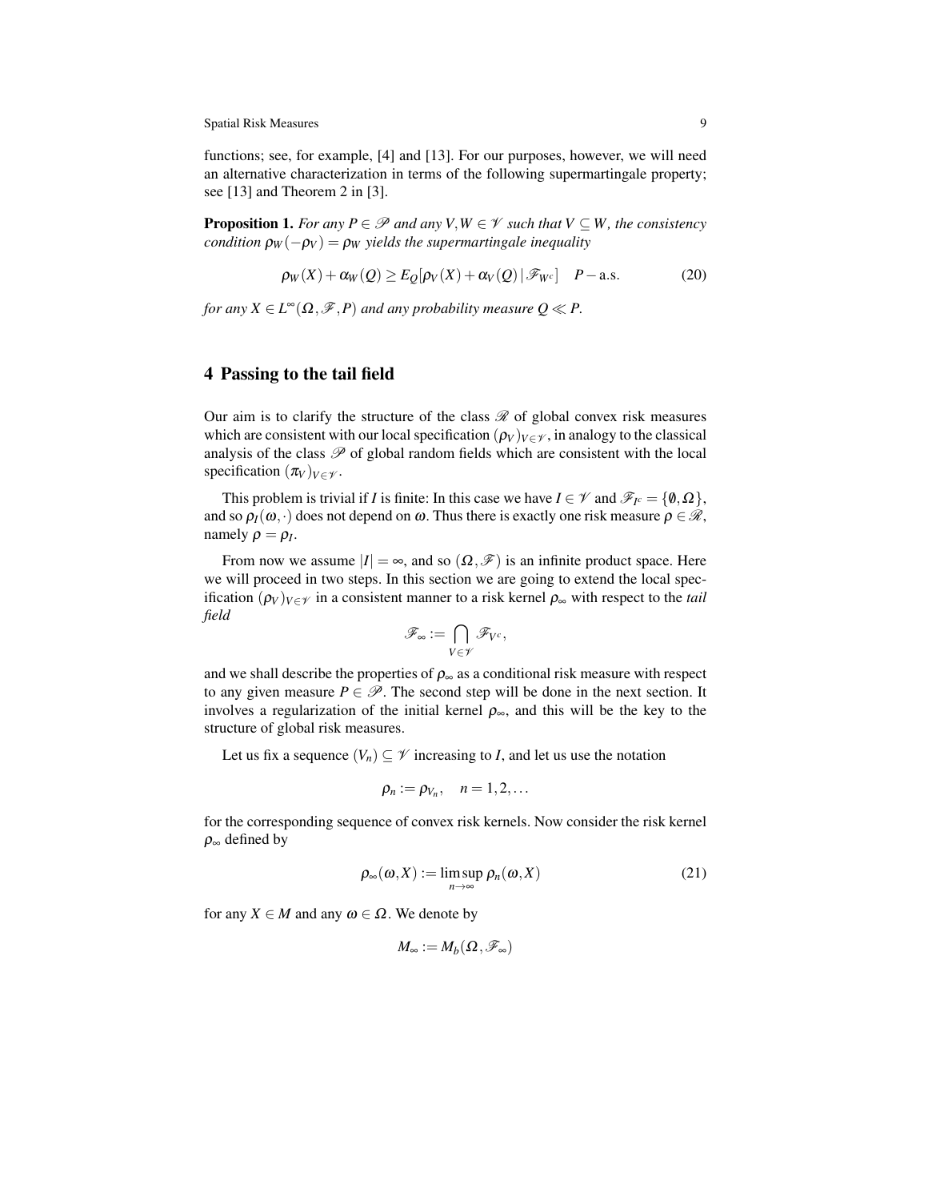functions; see, for example, [4] and [13]. For our purposes, however, we will need an alternative characterization in terms of the following supermartingale property; see [13] and Theorem 2 in [3].

**Proposition 1.** *For any $P \in \mathscr{P}$ and any $V, W \in \mathscr{V}$ such that $V \subseteq W$, the consistency condition $\rho_W(-\rho_V) = \rho_W$ yields the supermartingale inequality*

$$\rho_W(X) + \alpha_W(Q) \geq E_Q[\rho_V(X) + \alpha_V(Q) \,|\, \mathscr{F}_{W^c}] \quad P-\text{a.s.} \tag{20}$$

*for any $X \in L^\infty(\Omega, \mathscr{F}, P)$ and any probability measure $Q \ll P$.*

## 4 Passing to the tail field

Our aim is to clarify the structure of the class $\mathscr{R}$ of global convex risk measures which are consistent with our local specification $(\rho_V)_{V \in \mathscr{V}}$, in analogy to the classical analysis of the class $\mathscr{P}$ of global random fields which are consistent with the local specification $(\pi_V)_{V \in \mathscr{V}}$.

This problem is trivial if $I$ is finite: In this case we have $I \in \mathscr{V}$ and $\mathscr{F}_{I^c} = \{\emptyset, \Omega\}$, and so $\rho_I(\omega, \cdot)$ does not depend on $\omega$. Thus there is exactly one risk measure $\rho \in \mathscr{R}$, namely $\rho = \rho_I$.

From now we assume $|I| = \infty$, and so $(\Omega, \mathscr{F})$ is an infinite product space. Here we will proceed in two steps. In this section we are going to extend the local specification $(\rho_V)_{V \in \mathscr{V}}$ in a consistent manner to a risk kernel $\rho_\infty$ with respect to the *tail field*

$$\mathscr{F}_\infty := \bigcap_{V \in \mathscr{V}} \mathscr{F}_{V^c},$$

and we shall describe the properties of $\rho_\infty$ as a conditional risk measure with respect to any given measure $P \in \mathscr{P}$. The second step will be done in the next section. It involves a regularization of the initial kernel $\rho_\infty$, and this will be the key to the structure of global risk measures.

Let us fix a sequence $(V_n) \subseteq \mathscr{V}$ increasing to $I$, and let us use the notation

$$\rho_n := \rho_{V_n}, \quad n = 1, 2, \ldots$$

for the corresponding sequence of convex risk kernels. Now consider the risk kernel $\rho_\infty$ defined by

$$\rho_\infty(\omega, X) := \limsup_{n \to \infty} \rho_n(\omega, X) \tag{21}$$

for any $X \in M$ and any $\omega \in \Omega$. We denote by

$$M_\infty := M_b(\Omega, \mathscr{F}_\infty)$$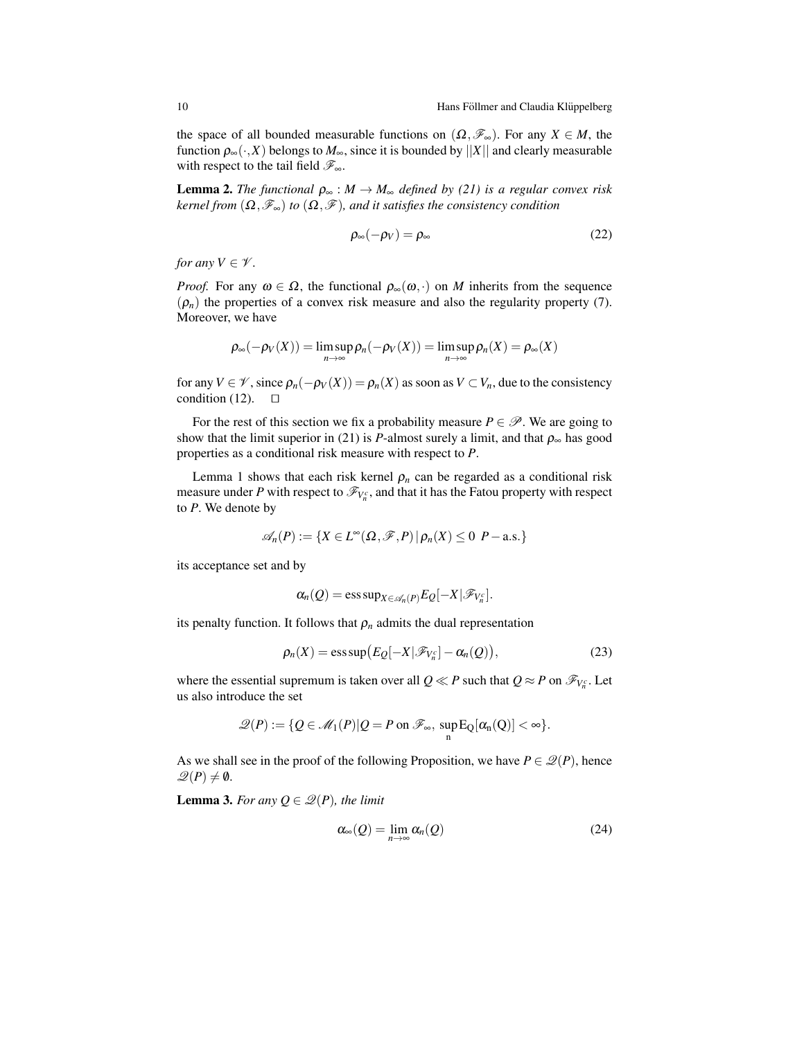the space of all bounded measurable functions on $(\Omega, \mathscr{F}_\infty)$. For any $X \in M$, the function $\rho_\infty(\cdot, X)$ belongs to $M_\infty$, since it is bounded by $||X||$ and clearly measurable with respect to the tail field $\mathscr{F}_\infty$.

**Lemma 2.** *The functional $\rho_\infty : M \to M_\infty$ defined by (21) is a regular convex risk kernel from $(\Omega, \mathscr{F}_\infty)$ to $(\Omega, \mathscr{F})$, and it satisfies the consistency condition*

$$\rho_\infty(-\rho_V) = \rho_\infty \tag{22}$$

*for any $V \in \mathscr{V}$.*

*Proof.* For any $\omega \in \Omega$, the functional $\rho_\infty(\omega, \cdot)$ on $M$ inherits from the sequence $(\rho_n)$ the properties of a convex risk measure and also the regularity property (7). Moreover, we have

$$\rho_\infty(-\rho_V(X)) = \limsup_{n\to\infty} \rho_n(-\rho_V(X)) = \limsup_{n\to\infty} \rho_n(X) = \rho_\infty(X)$$

for any $V \in \mathscr{V}$, since $\rho_n(-\rho_V(X)) = \rho_n(X)$ as soon as $V \subset V_n$, due to the consistency condition (12). $\square$

For the rest of this section we fix a probability measure $P \in \mathscr{P}$. We are going to show that the limit superior in (21) is $P$-almost surely a limit, and that $\rho_\infty$ has good properties as a conditional risk measure with respect to $P$.

Lemma 1 shows that each risk kernel $\rho_n$ can be regarded as a conditional risk measure under $P$ with respect to $\mathscr{F}_{V_n^c}$, and that it has the Fatou property with respect to $P$. We denote by

$$\mathscr{A}_n(P) := \{X \in L^\infty(\Omega, \mathscr{F}, P) \,|\, \rho_n(X) \leq 0 \;\; P-\text{a.s.}\}$$

its acceptance set and by

$$\alpha_n(Q) = \operatorname{ess\,sup}_{X \in \mathscr{A}_n(P)} E_Q[-X|\mathscr{F}_{V_n^c}].$$

its penalty function. It follows that $\rho_n$ admits the dual representation

$$\rho_n(X) = \operatorname{ess\,sup}\big(E_Q[-X|\mathscr{F}_{V_n^c}] - \alpha_n(Q)\big), \tag{23}$$

where the essential supremum is taken over all $Q \ll P$ such that $Q \approx P$ on $\mathscr{F}_{V_n^c}$. Let us also introduce the set

$$\mathscr{Q}(P) := \{Q \in \mathscr{M}_1(P) | Q = P \text{ on } \mathscr{F}_\infty, \; \sup_n \mathrm{E_Q}[\alpha_n(Q)] < \infty\}.$$

As we shall see in the proof of the following Proposition, we have $P \in \mathscr{Q}(P)$, hence $\mathscr{Q}(P) \neq \emptyset$.

**Lemma 3.** *For any $Q \in \mathscr{Q}(P)$, the limit*

$$\alpha_\infty(Q) = \lim_{n\to\infty} \alpha_n(Q) \tag{24}$$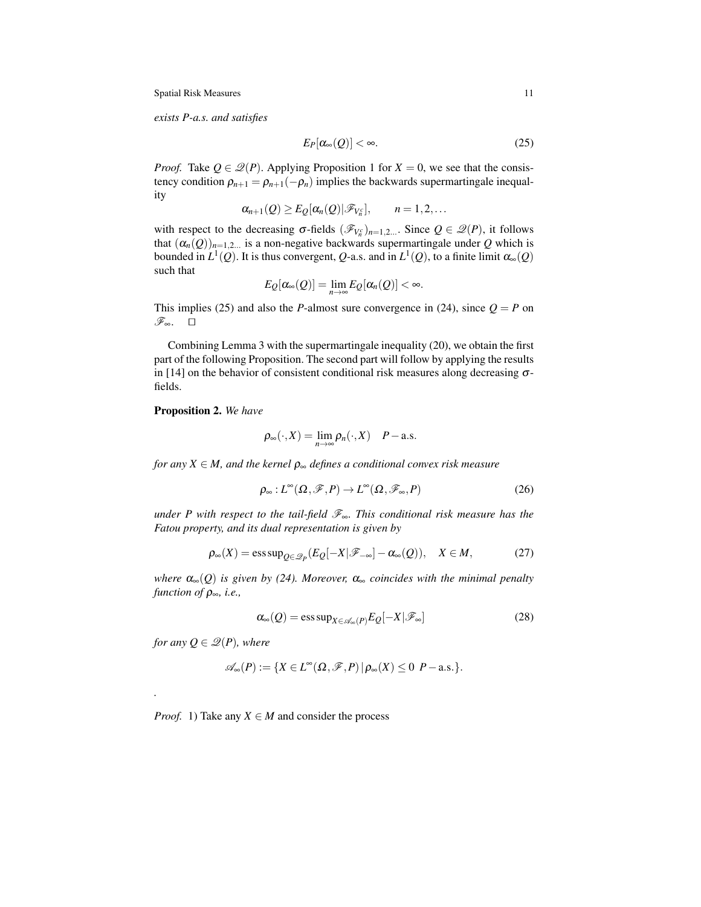*exists P-a.s. and satisfies*

$$E_P[\alpha_\infty(Q)] < \infty. \tag{25}$$

*Proof.* Take $Q \in \mathscr{Q}(P)$. Applying Proposition 1 for $X = 0$, we see that the consistency condition $\rho_{n+1} = \rho_{n+1}(-\rho_n)$ implies the backwards supermartingale inequality

$$\alpha_{n+1}(Q) \geq E_Q[\alpha_n(Q)|\mathscr{F}_{V_n^c}], \qquad n = 1, 2, \ldots$$

with respect to the decreasing $\sigma$-fields $(\mathscr{F}_{V_n^c})_{n=1,2,\ldots}$. Since $Q \in \mathscr{Q}(P)$, it follows that $(\alpha_n(Q))_{n=1,2,\ldots}$ is a non-negative backwards supermartingale under $Q$ which is bounded in $L^1(Q)$. It is thus convergent, $Q$-a.s. and in $L^1(Q)$, to a finite limit $\alpha_\infty(Q)$ such that

$$E_Q[\alpha_\infty(Q)] = \lim_{n\to\infty} E_Q[\alpha_n(Q)] < \infty.$$

This implies (25) and also the $P$-almost sure convergence in (24), since $Q = P$ on $\mathscr{F}_\infty$. $\square$

Combining Lemma 3 with the supermartingale inequality (20), we obtain the first part of the following Proposition. The second part will follow by applying the results in [14] on the behavior of consistent conditional risk measures along decreasing $\sigma$-fields.

**Proposition 2.** *We have*

$$\rho_\infty(\cdot, X) = \lim_{n\to\infty} \rho_n(\cdot, X) \quad P-\text{a.s.}$$

*for any $X \in M$, and the kernel $\rho_\infty$ defines a conditional convex risk measure*

$$\rho_\infty : L^\infty(\Omega, \mathscr{F}, P) \to L^\infty(\Omega, \mathscr{F}_\infty, P) \tag{26}$$

*under $P$ with respect to the tail-field $\mathscr{F}_\infty$. This conditional risk measure has the Fatou property, and its dual representation is given by*

$$\rho_\infty(X) = \operatorname{ess\,sup}_{Q\in\mathscr{Q}_P}(E_Q[-X|\mathscr{F}_{-\infty}] - \alpha_\infty(Q)), \quad X \in M, \tag{27}$$

*where $\alpha_\infty(Q)$ is given by (24). Moreover, $\alpha_\infty$ coincides with the minimal penalty function of $\rho_\infty$, i.e.,*

$$\alpha_\infty(Q) = \operatorname{ess\,sup}_{X\in\mathscr{A}_\infty(P)} E_Q[-X|\mathscr{F}_\infty] \tag{28}$$

*for any $Q \in \mathscr{Q}(P)$, where*

$$\mathscr{A}_\infty(P) := \{X \in L^\infty(\Omega, \mathscr{F}, P)\,|\,\rho_\infty(X) \leq 0 \;\; P-\text{a.s.}\}.$$

.

*Proof.* 1) Take any $X \in M$ and consider the process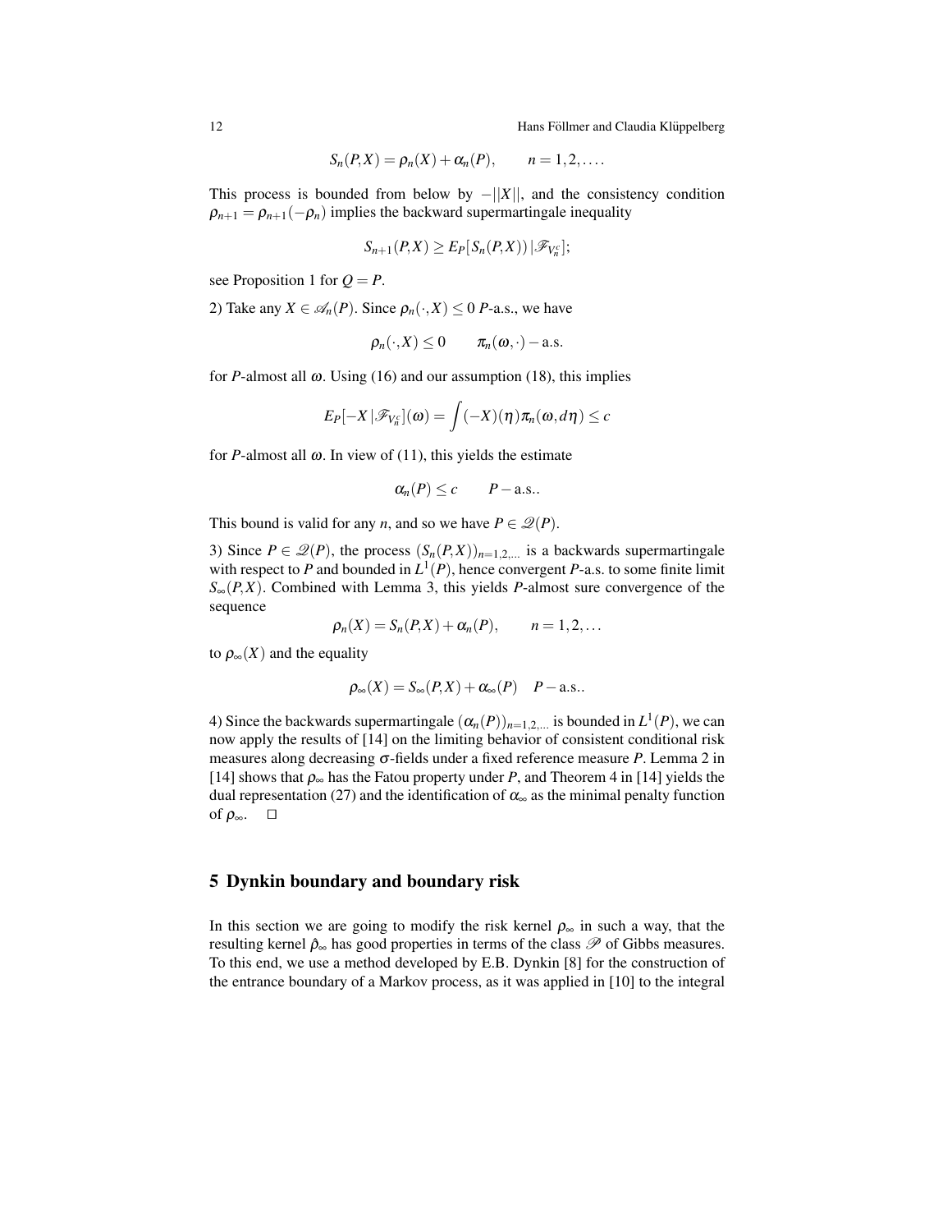$$S_n(P,X) = \rho_n(X) + \alpha_n(P), \qquad n = 1,2,\ldots.$$

This process is bounded from below by $-||X||$, and the consistency condition $\rho_{n+1} = \rho_{n+1}(-\rho_n)$ implies the backward supermartingale inequality

$$S_{n+1}(P,X) \geq E_P[S_n(P,X)) \,|\, \mathscr{F}_{V_n^c}];$$

see Proposition 1 for $Q = P$.

2) Take any $X \in \mathscr{A}_n(P)$. Since $\rho_n(\cdot,X) \leq 0$ $P$-a.s., we have

$$\rho_n(\cdot,X) \leq 0 \qquad \pi_n(\omega,\cdot) - \text{a.s.}$$

for $P$-almost all $\omega$. Using (16) and our assumption (18), this implies

$$E_P[-X \,|\, \mathscr{F}_{V_n^c}](\omega) = \int (-X)(\eta)\pi_n(\omega,d\eta) \leq c$$

for $P$-almost all $\omega$. In view of (11), this yields the estimate

$$\alpha_n(P) \leq c \qquad P - \text{a.s.}.$$

This bound is valid for any $n$, and so we have $P \in \mathscr{Q}(P)$.

3) Since $P \in \mathscr{Q}(P)$, the process $(S_n(P,X))_{n=1,2,\ldots}$ is a backwards supermartingale with respect to $P$ and bounded in $L^1(P)$, hence convergent $P$-a.s. to some finite limit $S_\infty(P,X)$. Combined with Lemma 3, this yields $P$-almost sure convergence of the sequence

$$\rho_n(X) = S_n(P,X) + \alpha_n(P), \qquad n = 1,2,\ldots$$

to $\rho_\infty(X)$ and the equality

$$\rho_\infty(X) = S_\infty(P,X) + \alpha_\infty(P) \quad P - \text{a.s.}.$$

4) Since the backwards supermartingale $(\alpha_n(P))_{n=1,2,\ldots}$ is bounded in $L^1(P)$, we can now apply the results of [14] on the limiting behavior of consistent conditional risk measures along decreasing $\sigma$-fields under a fixed reference measure $P$. Lemma 2 in [14] shows that $\rho_\infty$ has the Fatou property under $P$, and Theorem 4 in [14] yields the dual representation (27) and the identification of $\alpha_\infty$ as the minimal penalty function of $\rho_\infty$. $\square$

## 5 Dynkin boundary and boundary risk

In this section we are going to modify the risk kernel $\rho_\infty$ in such a way, that the resulting kernel $\hat{\rho}_\infty$ has good properties in terms of the class $\mathscr{P}$ of Gibbs measures. To this end, we use a method developed by E.B. Dynkin [8] for the construction of the entrance boundary of a Markov process, as it was applied in [10] to the integral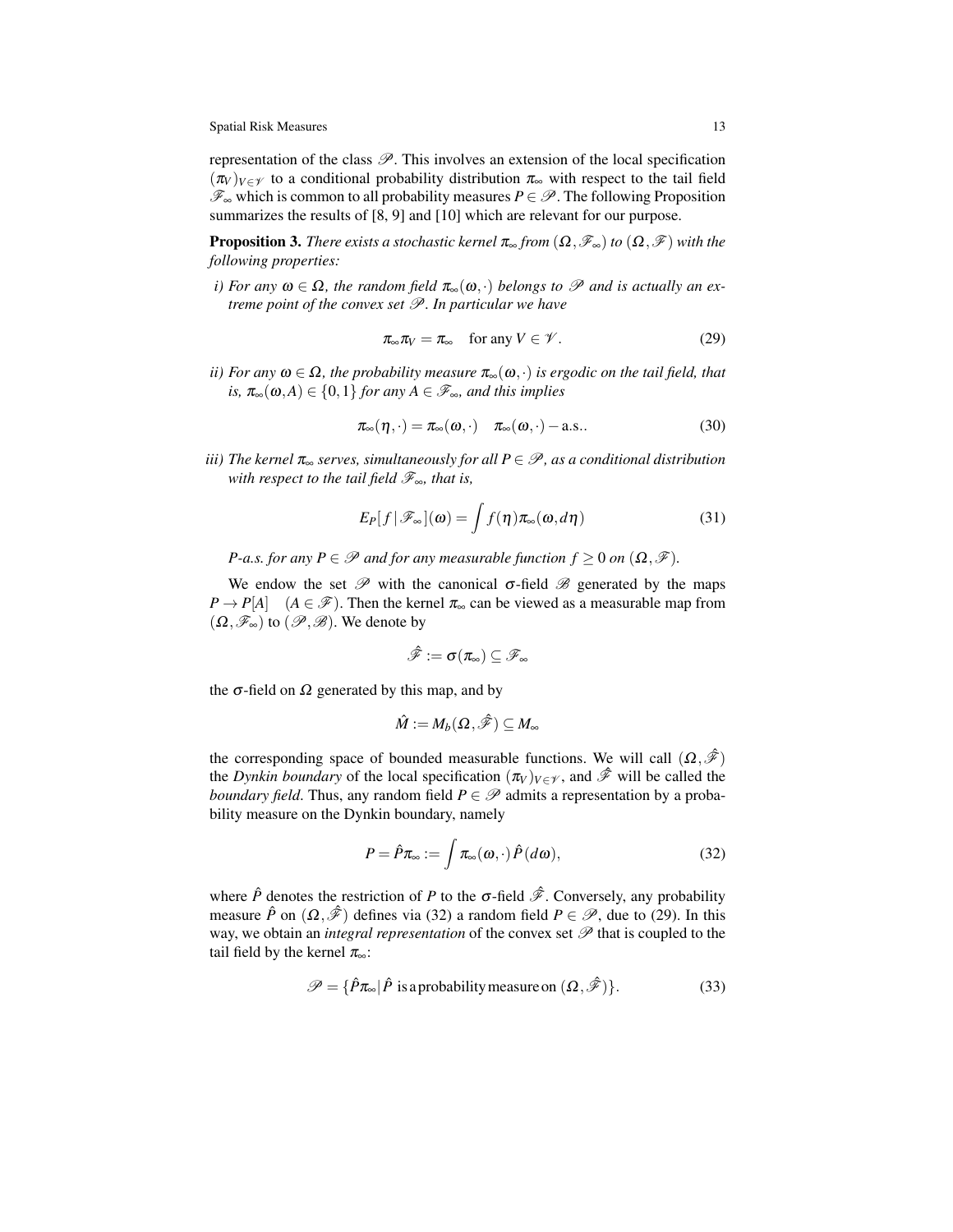representation of the class $\mathscr{P}$. This involves an extension of the local specification $(\pi_V)_{V\in\mathscr{V}}$ to a conditional probability distribution $\pi_\infty$ with respect to the tail field $\mathscr{F}_\infty$ which is common to all probability measures $P \in \mathscr{P}$. The following Proposition summarizes the results of [8, 9] and [10] which are relevant for our purpose.

**Proposition 3.** *There exists a stochastic kernel $\pi_\infty$ from $(\Omega, \mathscr{F}_\infty)$ to $(\Omega, \mathscr{F})$ with the following properties:*

*i) For any $\omega \in \Omega$, the random field $\pi_\infty(\omega, \cdot)$ belongs to $\mathscr{P}$ and is actually an extreme point of the convex set $\mathscr{P}$. In particular we have*

$$\pi_\infty \pi_V = \pi_\infty \quad \text{for any } V \in \mathscr{V}. \tag{29}$$

*ii) For any $\omega \in \Omega$, the probability measure $\pi_\infty(\omega, \cdot)$ is ergodic on the tail field, that is, $\pi_\infty(\omega, A) \in \{0,1\}$ for any $A \in \mathscr{F}_\infty$, and this implies*

$$\pi_\infty(\eta, \cdot) = \pi_\infty(\omega, \cdot) \quad \pi_\infty(\omega, \cdot) - \text{a.s.}. \tag{30}$$

*iii) The kernel $\pi_\infty$ serves, simultaneously for all $P \in \mathscr{P}$, as a conditional distribution with respect to the tail field $\mathscr{F}_\infty$, that is,*

$$E_P[f \,|\, \mathscr{F}_\infty](\omega) = \int f(\eta) \pi_\infty(\omega, d\eta) \tag{31}$$

*$P$-a.s. for any $P \in \mathscr{P}$ and for any measurable function $f \geq 0$ on $(\Omega, \mathscr{F})$.*

We endow the set $\mathscr{P}$ with the canonical $\sigma$-field $\mathscr{B}$ generated by the maps $P \to P[A] \quad (A \in \mathscr{F})$. Then the kernel $\pi_\infty$ can be viewed as a measurable map from $(\Omega, \mathscr{F}_\infty)$ to $(\mathscr{P}, \mathscr{B})$. We denote by

$$\hat{\mathscr{F}} := \sigma(\pi_\infty) \subseteq \mathscr{F}_\infty$$

the $\sigma$-field on $\Omega$ generated by this map, and by

$$\hat{M} := M_b(\Omega, \hat{\mathscr{F}}) \subseteq M_\infty$$

the corresponding space of bounded measurable functions. We will call $(\Omega, \hat{\mathscr{F}})$ the *Dynkin boundary* of the local specification $(\pi_V)_{V\in\mathscr{V}}$, and $\hat{\mathscr{F}}$ will be called the *boundary field*. Thus, any random field $P \in \mathscr{P}$ admits a representation by a probability measure on the Dynkin boundary, namely

$$P = \hat{P}\pi_\infty := \int \pi_\infty(\omega, \cdot) \hat{P}(d\omega), \tag{32}$$

where $\hat{P}$ denotes the restriction of $P$ to the $\sigma$-field $\hat{\mathscr{F}}$. Conversely, any probability measure $\hat{P}$ on $(\Omega, \hat{\mathscr{F}})$ defines via (32) a random field $P \in \mathscr{P}$, due to (29). In this way, we obtain an *integral representation* of the convex set $\mathscr{P}$ that is coupled to the tail field by the kernel $\pi_\infty$:

$$\mathscr{P} = \{\hat{P}\pi_\infty | \hat{P} \text{ is a probability measure on } (\Omega, \hat{\mathscr{F}})\}. \tag{33}$$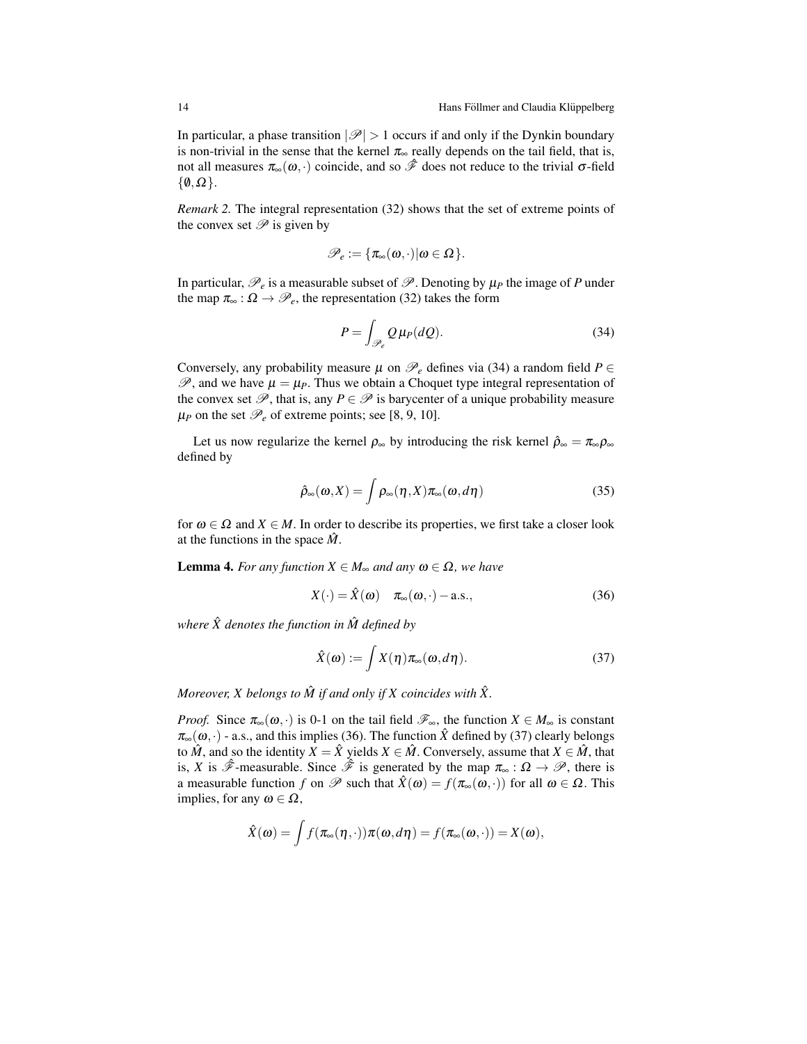In particular, a phase transition $|\mathscr{P}| > 1$ occurs if and only if the Dynkin boundary is non-trivial in the sense that the kernel $\pi_\infty$ really depends on the tail field, that is, not all measures $\pi_\infty(\omega,\cdot)$ coincide, and so $\hat{\mathscr{F}}$ does not reduce to the trivial $\sigma$-field $\{\emptyset,\Omega\}$.

*Remark 2.* The integral representation (32) shows that the set of extreme points of the convex set $\mathscr{P}$ is given by

$$\mathscr{P}_e := \{\pi_\infty(\omega,\cdot)|\omega \in \Omega\}.$$

In particular, $\mathscr{P}_e$ is a measurable subset of $\mathscr{P}$. Denoting by $\mu_P$ the image of $P$ under the map $\pi_\infty : \Omega \to \mathscr{P}_e$, the representation (32) takes the form

$$P = \int_{\mathscr{P}_e} Q\,\mu_P(dQ). \tag{34}$$

Conversely, any probability measure $\mu$ on $\mathscr{P}_e$ defines via (34) a random field $P \in \mathscr{P}$, and we have $\mu = \mu_P$. Thus we obtain a Choquet type integral representation of the convex set $\mathscr{P}$, that is, any $P \in \mathscr{P}$ is barycenter of a unique probability measure $\mu_P$ on the set $\mathscr{P}_e$ of extreme points; see [8, 9, 10].

Let us now regularize the kernel $\rho_\infty$ by introducing the risk kernel $\hat{\rho}_\infty = \pi_\infty\rho_\infty$ defined by

$$\hat{\rho}_\infty(\omega,X) = \int \rho_\infty(\eta,X)\pi_\infty(\omega,d\eta) \tag{35}$$

for $\omega \in \Omega$ and $X \in M$. In order to describe its properties, we first take a closer look at the functions in the space $\hat{M}$.

**Lemma 4.** *For any function $X \in M_\infty$ and any $\omega \in \Omega$, we have*

$$X(\cdot) = \hat{X}(\omega) \quad \pi_\infty(\omega,\cdot)-\text{a.s.}, \tag{36}$$

*where $\hat{X}$ denotes the function in $\hat{M}$ defined by*

$$\hat{X}(\omega) := \int X(\eta)\pi_\infty(\omega,d\eta). \tag{37}$$

*Moreover, $X$ belongs to $\hat{M}$ if and only if $X$ coincides with $\hat{X}$.*

*Proof.* Since $\pi_\infty(\omega,\cdot)$ is 0-1 on the tail field $\mathscr{F}_\infty$, the function $X \in M_\infty$ is constant $\pi_\infty(\omega,\cdot)$ - a.s., and this implies (36). The function $\hat{X}$ defined by (37) clearly belongs to $\hat{M}$, and so the identity $X = \hat{X}$ yields $X \in \hat{M}$. Conversely, assume that $X \in \hat{M}$, that is, $X$ is $\hat{\mathscr{F}}$-measurable. Since $\hat{\mathscr{F}}$ is generated by the map $\pi_\infty : \Omega \to \mathscr{P}$, there is a measurable function $f$ on $\mathscr{P}$ such that $\hat{X}(\omega) = f(\pi_\infty(\omega,\cdot))$ for all $\omega \in \Omega$. This implies, for any $\omega \in \Omega$,

$$\hat{X}(\omega) = \int f(\pi_\infty(\eta,\cdot))\pi(\omega,d\eta) = f(\pi_\infty(\omega,\cdot)) = X(\omega),$$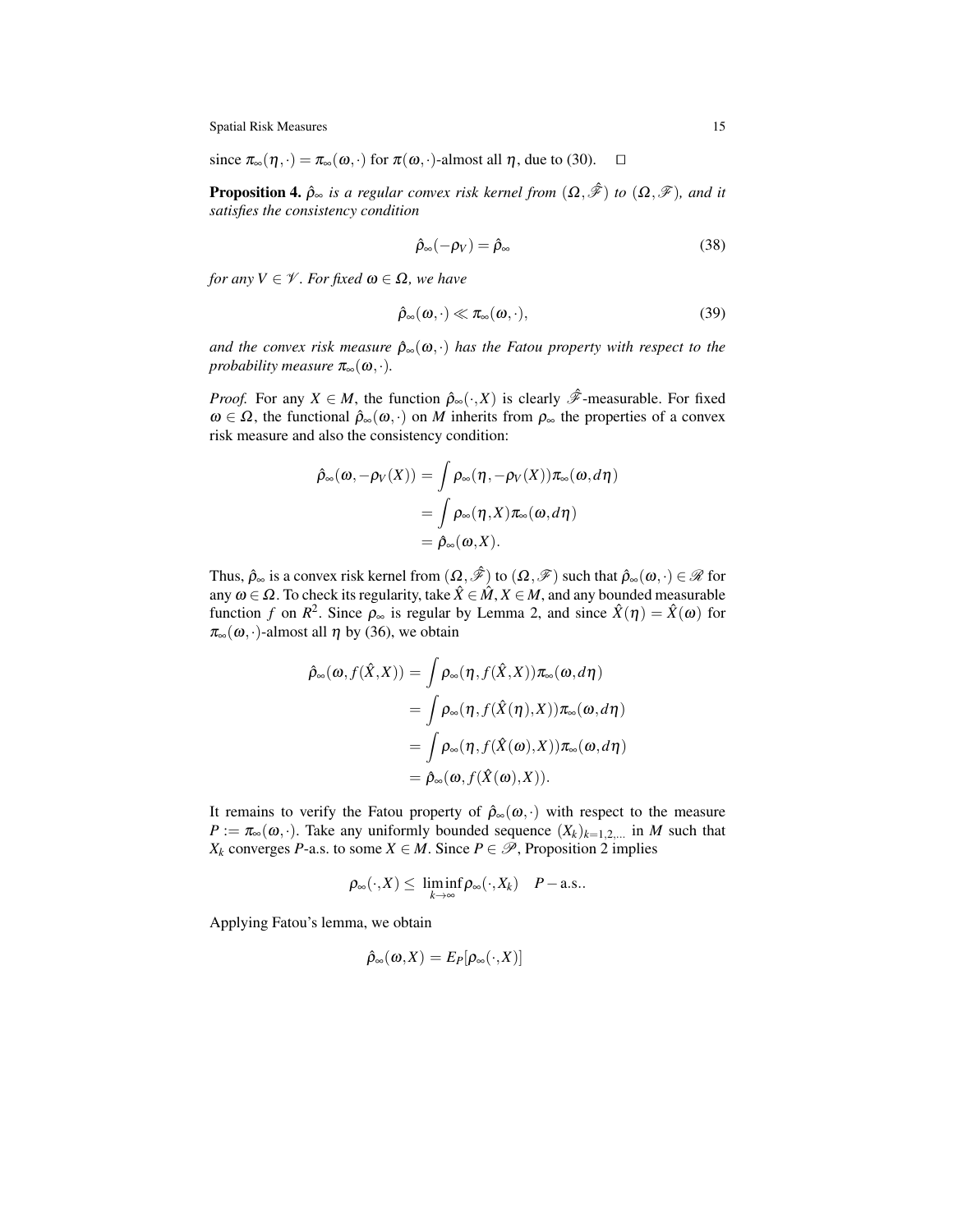since $\pi_\infty(\eta,\cdot) = \pi_\infty(\omega,\cdot)$ for $\pi(\omega,\cdot)$-almost all $\eta$, due to (30). $\square$

**Proposition 4.** *$\hat{\rho}_\infty$ is a regular convex risk kernel from $(\Omega,\hat{\mathscr{F}})$ to $(\Omega,\mathscr{F})$, and it satisfies the consistency condition*

$$\hat{\rho}_\infty(-\rho_V) = \hat{\rho}_\infty \tag{38}$$

*for any $V \in \mathscr{V}$. For fixed $\omega \in \Omega$, we have*

$$\hat{\rho}_\infty(\omega,\cdot) \ll \pi_\infty(\omega,\cdot), \tag{39}$$

*and the convex risk measure $\hat{\rho}_\infty(\omega,\cdot)$ has the Fatou property with respect to the probability measure $\pi_\infty(\omega,\cdot)$.*

*Proof.* For any $X \in M$, the function $\hat{\rho}_\infty(\cdot,X)$ is clearly $\hat{\mathscr{F}}$-measurable. For fixed $\omega \in \Omega$, the functional $\hat{\rho}_\infty(\omega,\cdot)$ on $M$ inherits from $\rho_\infty$ the properties of a convex risk measure and also the consistency condition:

$$\begin{aligned}
\hat{\rho}_\infty(\omega,-\rho_V(X)) &= \int \rho_\infty(\eta,-\rho_V(X))\pi_\infty(\omega,d\eta) \\
&= \int \rho_\infty(\eta,X)\pi_\infty(\omega,d\eta) \\
&= \hat{\rho}_\infty(\omega,X).
\end{aligned}$$

Thus, $\hat{\rho}_\infty$ is a convex risk kernel from $(\Omega,\hat{\mathscr{F}})$ to $(\Omega,\mathscr{F})$ such that $\hat{\rho}_\infty(\omega,\cdot) \in \mathscr{R}$ for any $\omega \in \Omega$. To check its regularity, take $\hat{X} \in \hat{M}, X \in M$, and any bounded measurable function $f$ on $R^2$. Since $\rho_\infty$ is regular by Lemma 2, and since $\hat{X}(\eta) = \hat{X}(\omega)$ for $\pi_\infty(\omega,\cdot)$-almost all $\eta$ by (36), we obtain

$$\begin{aligned}
\hat{\rho}_\infty(\omega,f(\hat{X},X)) &= \int \rho_\infty(\eta,f(\hat{X},X))\pi_\infty(\omega,d\eta) \\
&= \int \rho_\infty(\eta,f(\hat{X}(\eta),X))\pi_\infty(\omega,d\eta) \\
&= \int \rho_\infty(\eta,f(\hat{X}(\omega),X))\pi_\infty(\omega,d\eta) \\
&= \hat{\rho}_\infty(\omega,f(\hat{X}(\omega),X)).
\end{aligned}$$

It remains to verify the Fatou property of $\hat{\rho}_\infty(\omega,\cdot)$ with respect to the measure $P := \pi_\infty(\omega,\cdot)$. Take any uniformly bounded sequence $(X_k)_{k=1,2,\ldots}$ in $M$ such that $X_k$ converges $P$-a.s. to some $X \in M$. Since $P \in \mathscr{P}$, Proposition 2 implies

$$\rho_\infty(\cdot,X) \leq \liminf_{k\to\infty} \rho_\infty(\cdot,X_k) \quad P-\text{a.s.}.$$

Applying Fatou's lemma, we obtain

$$\hat{\rho}_\infty(\omega,X) = E_P[\rho_\infty(\cdot,X)]$$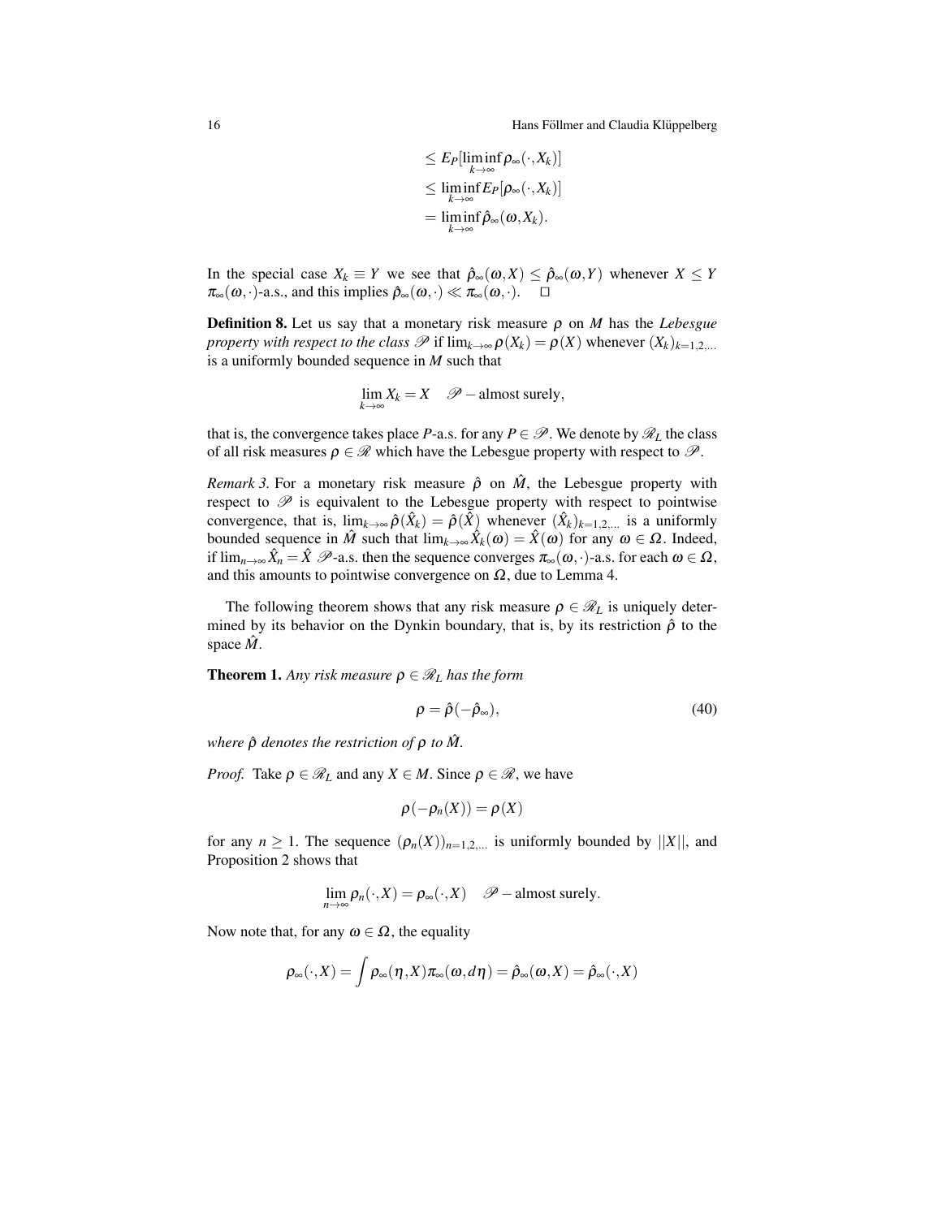$$
\begin{aligned}
&\leq E_P[\liminf_{k\to\infty} \rho_\infty(\cdot, X_k)] \\
&\leq \liminf_{k\to\infty} E_P[\rho_\infty(\cdot, X_k)] \\
&= \liminf_{k\to\infty} \hat{\rho}_\infty(\omega, X_k).
\end{aligned}
$$

In the special case $X_k \equiv Y$ we see that $\hat{\rho}_\infty(\omega, X) \leq \hat{\rho}_\infty(\omega, Y)$ whenever $X \leq Y$ $\pi_\infty(\omega, \cdot)$-a.s., and this implies $\hat{\rho}_\infty(\omega, \cdot) \ll \pi_\infty(\omega, \cdot)$. $\square$

**Definition 8.** Let us say that a monetary risk measure $\rho$ on $M$ has the *Lebesgue property with respect to the class $\mathscr{P}$* if $\lim_{k\to\infty} \rho(X_k) = \rho(X)$ whenever $(X_k)_{k=1,2,...}$ is a uniformly bounded sequence in $M$ such that

$$
\lim_{k\to\infty} X_k = X \quad \mathscr{P}-\text{almost surely},
$$

that is, the convergence takes place $P$-a.s. for any $P \in \mathscr{P}$. We denote by $\mathscr{R}_L$ the class of all risk measures $\rho \in \mathscr{R}$ which have the Lebesgue property with respect to $\mathscr{P}$.

*Remark 3.* For a monetary risk measure $\hat{\rho}$ on $\hat{M}$, the Lebesgue property with respect to $\mathscr{P}$ is equivalent to the Lebesgue property with respect to pointwise convergence, that is, $\lim_{k\to\infty} \hat{\rho}(\hat{X}_k) = \hat{\rho}(\hat{X})$ whenever $(\hat{X}_k)_{k=1,2,...}$ is a uniformly bounded sequence in $\hat{M}$ such that $\lim_{k\to\infty} \hat{X}_k(\omega) = \hat{X}(\omega)$ for any $\omega \in \Omega$. Indeed, if $\lim_{n\to\infty} \hat{X}_n = \hat{X}$ $\mathscr{P}$-a.s. then the sequence converges $\pi_\infty(\omega, \cdot)$-a.s. for each $\omega \in \Omega$, and this amounts to pointwise convergence on $\Omega$, due to Lemma 4.

The following theorem shows that any risk measure $\rho \in \mathscr{R}_L$ is uniquely determined by its behavior on the Dynkin boundary, that is, by its restriction $\hat{\rho}$ to the space $\hat{M}$.

**Theorem 1.** *Any risk measure $\rho \in \mathscr{R}_L$ has the form*

$$
\rho = \hat{\rho}(-\hat{\rho}_\infty), \tag{40}
$$

*where $\hat{\rho}$ denotes the restriction of $\rho$ to $\hat{M}$.*

*Proof.* Take $\rho \in \mathscr{R}_L$ and any $X \in M$. Since $\rho \in \mathscr{R}$, we have

$$
\rho(-\rho_n(X)) = \rho(X)
$$

for any $n \geq 1$. The sequence $(\rho_n(X))_{n=1,2,...}$ is uniformly bounded by $||X||$, and Proposition 2 shows that

$$
\lim_{n\to\infty} \rho_n(\cdot, X) = \rho_\infty(\cdot, X) \quad \mathscr{P}-\text{almost surely}.
$$

Now note that, for any $\omega \in \Omega$, the equality

$$
\rho_\infty(\cdot, X) = \int \rho_\infty(\eta, X)\pi_\infty(\omega, d\eta) = \hat{\rho}_\infty(\omega, X) = \hat{\rho}_\infty(\cdot, X)
$$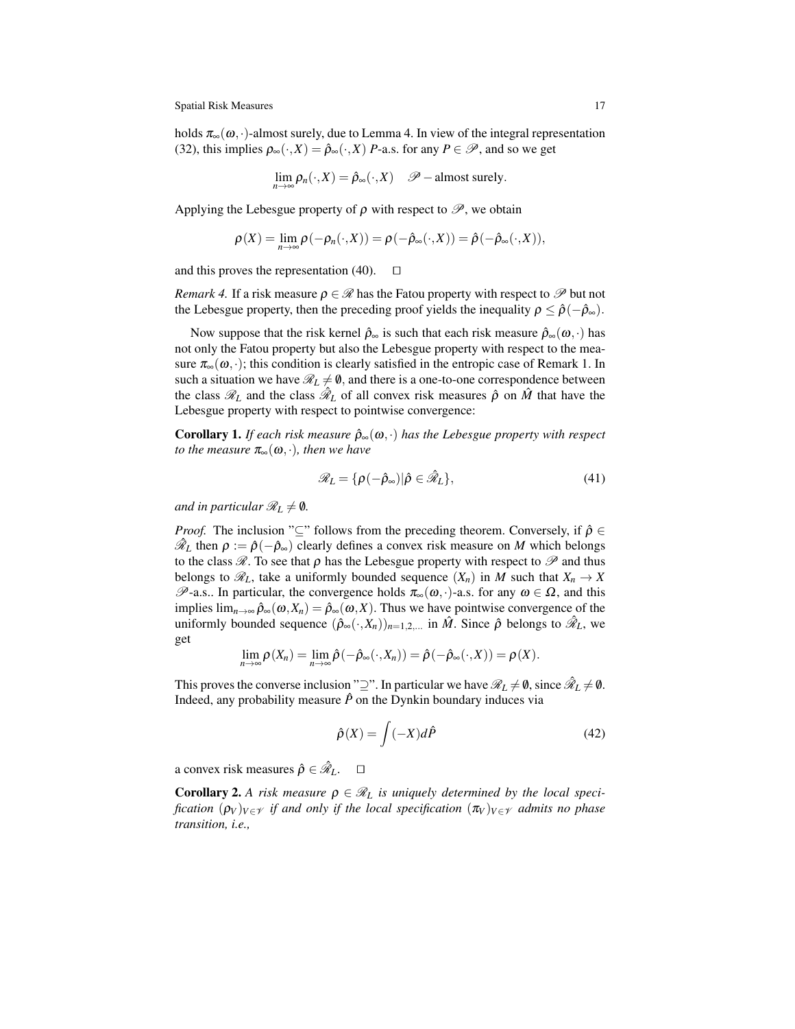holds $\pi_\infty(\omega,\cdot)$-almost surely, due to Lemma 4. In view of the integral representation (32), this implies $\rho_\infty(\cdot,X) = \hat{\rho}_\infty(\cdot,X)$ $P$-a.s. for any $P \in \mathscr{P}$, and so we get

$$\lim_{n\to\infty} \rho_n(\cdot,X) = \hat{\rho}_\infty(\cdot,X) \quad \mathscr{P}-\text{almost surely.}$$

Applying the Lebesgue property of $\rho$ with respect to $\mathscr{P}$, we obtain

$$\rho(X) = \lim_{n\to\infty} \rho(-\rho_n(\cdot,X)) = \rho(-\hat{\rho}_\infty(\cdot,X)) = \hat{\rho}(-\hat{\rho}_\infty(\cdot,X)),$$

and this proves the representation (40). $\square$

*Remark 4.* If a risk measure $\rho \in \mathscr{R}$ has the Fatou property with respect to $\mathscr{P}$ but not the Lebesgue property, then the preceding proof yields the inequality $\rho \leq \hat{\rho}(-\hat{\rho}_\infty)$.

Now suppose that the risk kernel $\hat{\rho}_\infty$ is such that each risk measure $\hat{\rho}_\infty(\omega,\cdot)$ has not only the Fatou property but also the Lebesgue property with respect to the measure $\pi_\infty(\omega,\cdot)$; this condition is clearly satisfied in the entropic case of Remark 1. In such a situation we have $\mathscr{R}_L \neq \emptyset$, and there is a one-to-one correspondence between the class $\mathscr{R}_L$ and the class $\hat{\mathscr{R}}_L$ of all convex risk measures $\hat{\rho}$ on $\hat{M}$ that have the Lebesgue property with respect to pointwise convergence:

**Corollary 1.** *If each risk measure $\hat{\rho}_\infty(\omega,\cdot)$ has the Lebesgue property with respect to the measure $\pi_\infty(\omega,\cdot)$, then we have*

$$\mathscr{R}_L = \{\rho(-\hat{\rho}_\infty) | \hat{\rho} \in \hat{\mathscr{R}}_L\}, \tag{41}$$

*and in particular $\mathscr{R}_L \neq \emptyset$.*

*Proof.* The inclusion "$\subseteq$" follows from the preceding theorem. Conversely, if $\hat{\rho} \in \hat{\mathscr{R}}_L$ then $\rho := \hat{\rho}(-\hat{\rho}_\infty)$ clearly defines a convex risk measure on $M$ which belongs to the class $\mathscr{R}$. To see that $\rho$ has the Lebesgue property with respect to $\mathscr{P}$ and thus belongs to $\mathscr{R}_L$, take a uniformly bounded sequence $(X_n)$ in $M$ such that $X_n \to X$ $\mathscr{P}$-a.s.. In particular, the convergence holds $\pi_\infty(\omega,\cdot)$-a.s. for any $\omega \in \Omega$, and this implies $\lim_{n\to\infty} \hat{\rho}_\infty(\omega,X_n) = \hat{\rho}_\infty(\omega,X)$. Thus we have pointwise convergence of the uniformly bounded sequence $(\hat{\rho}_\infty(\cdot,X_n))_{n=1,2,...}$ in $\hat{M}$. Since $\hat{\rho}$ belongs to $\hat{\mathscr{R}}_L$, we get

$$\lim_{n\to\infty} \rho(X_n) = \lim_{n\to\infty} \hat{\rho}(-\hat{\rho}_\infty(\cdot,X_n)) = \hat{\rho}(-\hat{\rho}_\infty(\cdot,X)) = \rho(X).$$

This proves the converse inclusion "$\supseteq$". In particular we have $\mathscr{R}_L \neq \emptyset$, since $\hat{\mathscr{R}}_L \neq \emptyset$. Indeed, any probability measure $\hat{P}$ on the Dynkin boundary induces via

$$\hat{\rho}(X) = \int (-X) d\hat{P} \tag{42}$$

a convex risk measures $\hat{\rho} \in \hat{\mathscr{R}}_L$. $\square$

**Corollary 2.** *A risk measure $\rho \in \mathscr{R}_L$ is uniquely determined by the local specification $(\rho_V)_{V\in\mathscr{V}}$ if and only if the local specification $(\pi_V)_{V\in\mathscr{V}}$ admits no phase transition, i.e.,*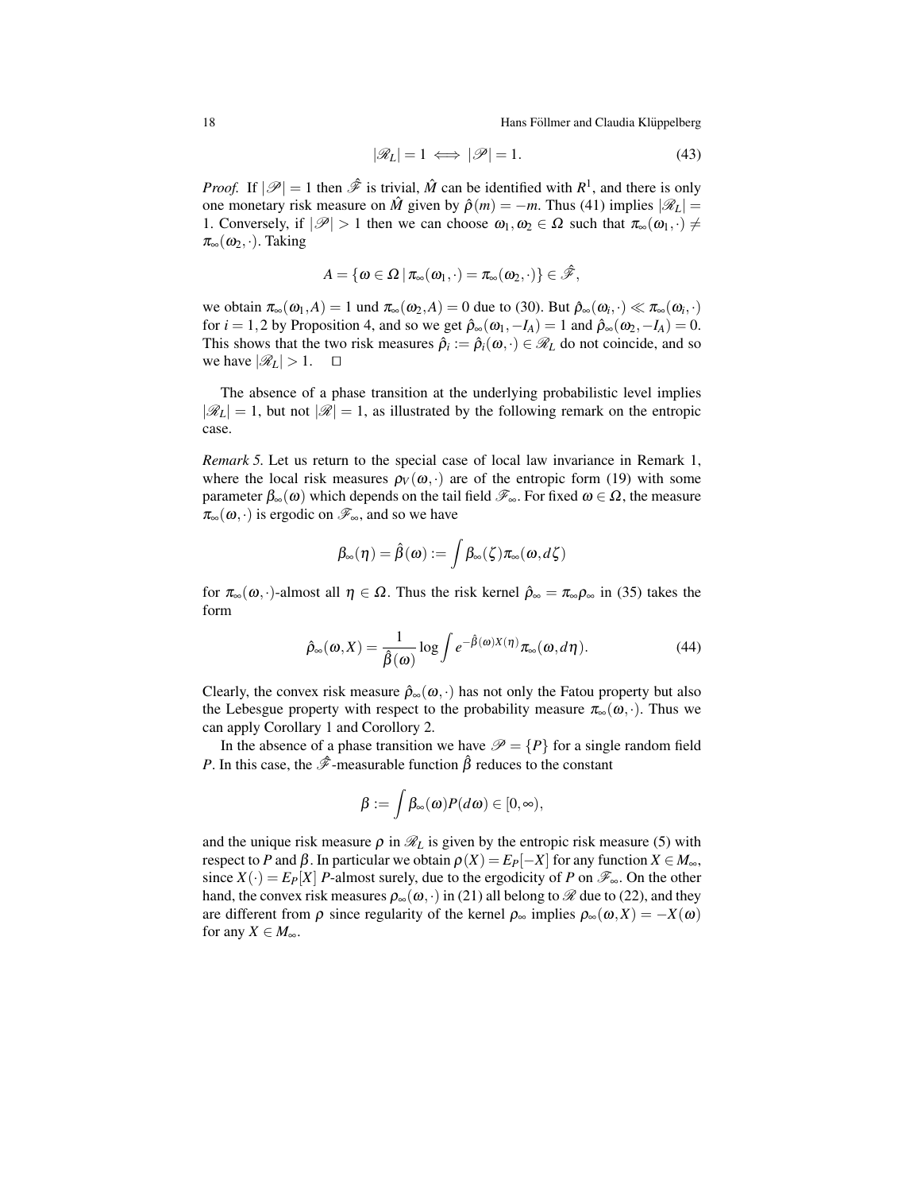$$|\mathscr{R}_L| = 1 \iff |\mathscr{P}| = 1. \tag{43}$$

*Proof.* If $|\mathscr{P}| = 1$ then $\hat{\mathscr{F}}$ is trivial, $\hat{M}$ can be identified with $R^1$, and there is only one monetary risk measure on $\hat{M}$ given by $\hat{\rho}(m) = -m$. Thus (41) implies $|\mathscr{R}_L| = 1$. Conversely, if $|\mathscr{P}| > 1$ then we can choose $\omega_1, \omega_2 \in \Omega$ such that $\pi_\infty(\omega_1, \cdot) \neq \pi_\infty(\omega_2, \cdot)$. Taking

$$A = \{\omega \in \Omega \,|\, \pi_\infty(\omega_1, \cdot) = \pi_\infty(\omega_2, \cdot)\} \in \hat{\mathscr{F}},$$

we obtain $\pi_\infty(\omega_1, A) = 1$ und $\pi_\infty(\omega_2, A) = 0$ due to (30). But $\hat{\rho}_\infty(\omega_i, \cdot) \ll \pi_\infty(\omega_i, \cdot)$ for $i = 1, 2$ by Proposition 4, and so we get $\hat{\rho}_\infty(\omega_1, -I_A) = 1$ and $\hat{\rho}_\infty(\omega_2, -I_A) = 0$. This shows that the two risk measures $\hat{\rho}_i := \hat{\rho}_i(\omega, \cdot) \in \mathscr{R}_L$ do not coincide, and so we have $|\mathscr{R}_L| > 1$. $\square$

The absence of a phase transition at the underlying probabilistic level implies $|\mathscr{R}_L| = 1$, but not $|\mathscr{R}| = 1$, as illustrated by the following remark on the entropic case.

*Remark 5.* Let us return to the special case of local law invariance in Remark 1, where the local risk measures $\rho_V(\omega, \cdot)$ are of the entropic form (19) with some parameter $\beta_\infty(\omega)$ which depends on the tail field $\mathscr{F}_\infty$. For fixed $\omega \in \Omega$, the measure $\pi_\infty(\omega, \cdot)$ is ergodic on $\mathscr{F}_\infty$, and so we have

$$\beta_\infty(\eta) = \hat{\beta}(\omega) := \int \beta_\infty(\zeta)\pi_\infty(\omega, d\zeta)$$

for $\pi_\infty(\omega, \cdot)$-almost all $\eta \in \Omega$. Thus the risk kernel $\hat{\rho}_\infty = \pi_\infty\rho_\infty$ in (35) takes the form

$$\hat{\rho}_\infty(\omega, X) = \frac{1}{\hat{\beta}(\omega)} \log \int e^{-\hat{\beta}(\omega)X(\eta)}\pi_\infty(\omega, d\eta). \tag{44}$$

Clearly, the convex risk measure $\hat{\rho}_\infty(\omega, \cdot)$ has not only the Fatou property but also the Lebesgue property with respect to the probability measure $\pi_\infty(\omega, \cdot)$. Thus we can apply Corollary 1 and Corollary 2.

In the absence of a phase transition we have $\mathscr{P} = \{P\}$ for a single random field $P$. In this case, the $\hat{\mathscr{F}}$-measurable function $\hat{\beta}$ reduces to the constant

$$\beta := \int \beta_\infty(\omega)P(d\omega) \in [0, \infty),$$

and the unique risk measure $\rho$ in $\mathscr{R}_L$ is given by the entropic risk measure (5) with respect to $P$ and $\beta$. In particular we obtain $\rho(X) = E_P[-X]$ for any function $X \in M_\infty$, since $X(\cdot) = E_P[X]$ $P$-almost surely, due to the ergodicity of $P$ on $\mathscr{F}_\infty$. On the other hand, the convex risk measures $\rho_\infty(\omega, \cdot)$ in (21) all belong to $\mathscr{R}$ due to (22), and they are different from $\rho$ since regularity of the kernel $\rho_\infty$ implies $\rho_\infty(\omega, X) = -X(\omega)$ for any $X \in M_\infty$.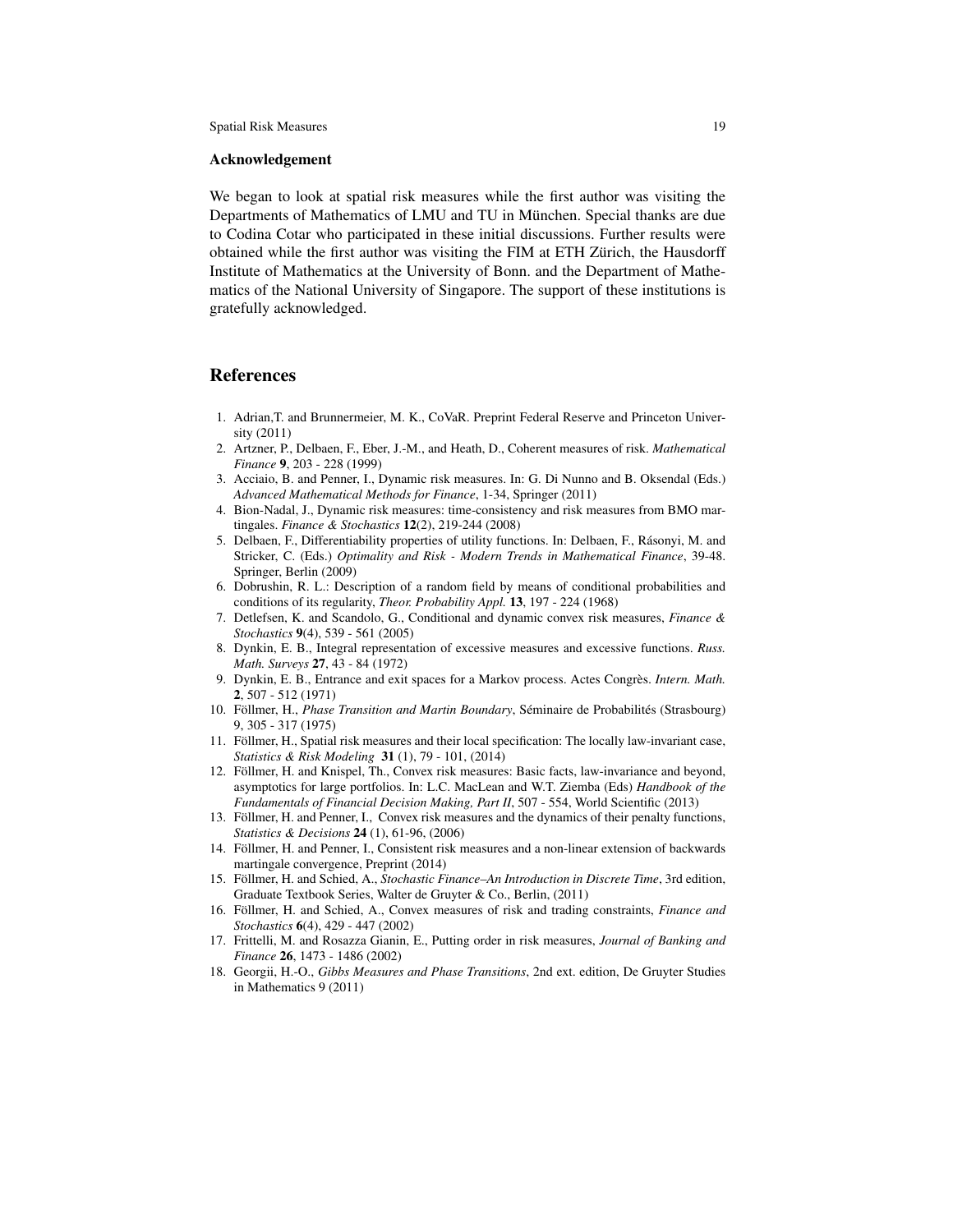## Acknowledgement

We began to look at spatial risk measures while the first author was visiting the Departments of Mathematics of LMU and TU in München. Special thanks are due to Codina Cotar who participated in these initial discussions. Further results were obtained while the first author was visiting the FIM at ETH Zürich, the Hausdorff Institute of Mathematics at the University of Bonn. and the Department of Mathematics of the National University of Singapore. The support of these institutions is gratefully acknowledged.

## References

1. Adrian,T. and Brunnermeier, M. K., CoVaR. Preprint Federal Reserve and Princeton University (2011)
2. Artzner, P., Delbaen, F., Eber, J.-M., and Heath, D., Coherent measures of risk. *Mathematical Finance* **9**, 203 - 228 (1999)
3. Acciaio, B. and Penner, I., Dynamic risk measures. In: G. Di Nunno and B. Oksendal (Eds.) *Advanced Mathematical Methods for Finance*, 1-34, Springer (2011)
4. Bion-Nadal, J., Dynamic risk measures: time-consistency and risk measures from BMO martingales. *Finance & Stochastics* **12**(2), 219-244 (2008)
5. Delbaen, F., Differentiability properties of utility functions. In: Delbaen, F., Rásonyi, M. and Stricker, C. (Eds.) *Optimality and Risk - Modern Trends in Mathematical Finance*, 39-48. Springer, Berlin (2009)
6. Dobrushin, R. L.: Description of a random field by means of conditional probabilities and conditions of its regularity, *Theor. Probability Appl.* **13**, 197 - 224 (1968)
7. Detlefsen, K. and Scandolo, G., Conditional and dynamic convex risk measures, *Finance & Stochastics* **9**(4), 539 - 561 (2005)
8. Dynkin, E. B., Integral representation of excessive measures and excessive functions. *Russ. Math. Surveys* **27**, 43 - 84 (1972)
9. Dynkin, E. B., Entrance and exit spaces for a Markov process. Actes Congrès. *Intern. Math.* **2**, 507 - 512 (1971)
10. Föllmer, H., *Phase Transition and Martin Boundary*, Séminaire de Probabilités (Strasbourg) 9, 305 - 317 (1975)
11. Föllmer, H., Spatial risk measures and their local specification: The locally law-invariant case, *Statistics & Risk Modeling* **31** (1), 79 - 101, (2014)
12. Föllmer, H. and Knispel, Th., Convex risk measures: Basic facts, law-invariance and beyond, asymptotics for large portfolios. In: L.C. MacLean and W.T. Ziemba (Eds) *Handbook of the Fundamentals of Financial Decision Making, Part II*, 507 - 554, World Scientific (2013)
13. Föllmer, H. and Penner, I., Convex risk measures and the dynamics of their penalty functions, *Statistics & Decisions* **24** (1), 61-96, (2006)
14. Föllmer, H. and Penner, I., Consistent risk measures and a non-linear extension of backwards martingale convergence, Preprint (2014)
15. Föllmer, H. and Schied, A., *Stochastic Finance–An Introduction in Discrete Time*, 3rd edition, Graduate Textbook Series, Walter de Gruyter & Co., Berlin, (2011)
16. Föllmer, H. and Schied, A., Convex measures of risk and trading constraints, *Finance and Stochastics* **6**(4), 429 - 447 (2002)
17. Frittelli, M. and Rosazza Gianin, E., Putting order in risk measures, *Journal of Banking and Finance* **26**, 1473 - 1486 (2002)
18. Georgii, H.-O., *Gibbs Measures and Phase Transitions*, 2nd ext. edition, De Gruyter Studies in Mathematics 9 (2011)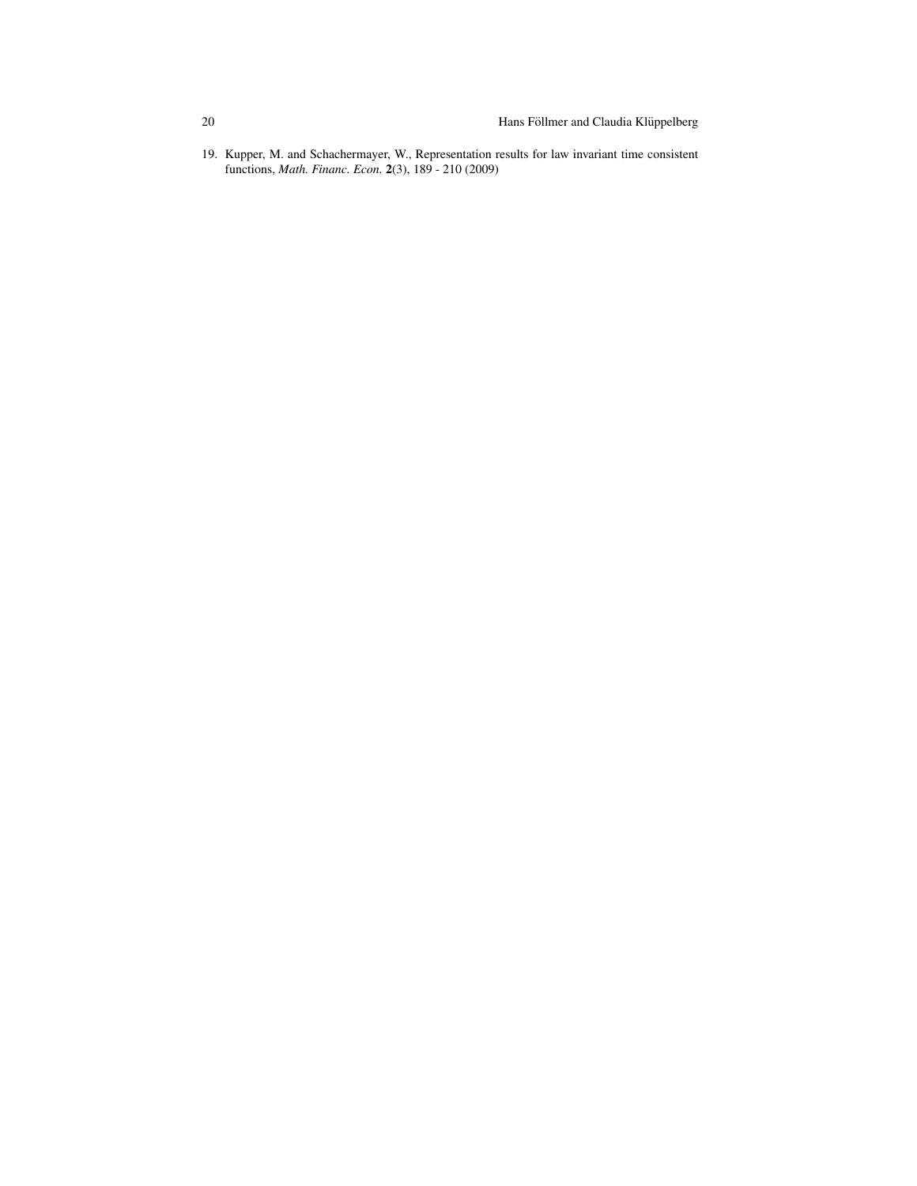19. Kupper, M. and Schachermayer, W., Representation results for law invariant time consistent functions, *Math. Financ. Econ.* **2**(3), 189 - 210 (2009)